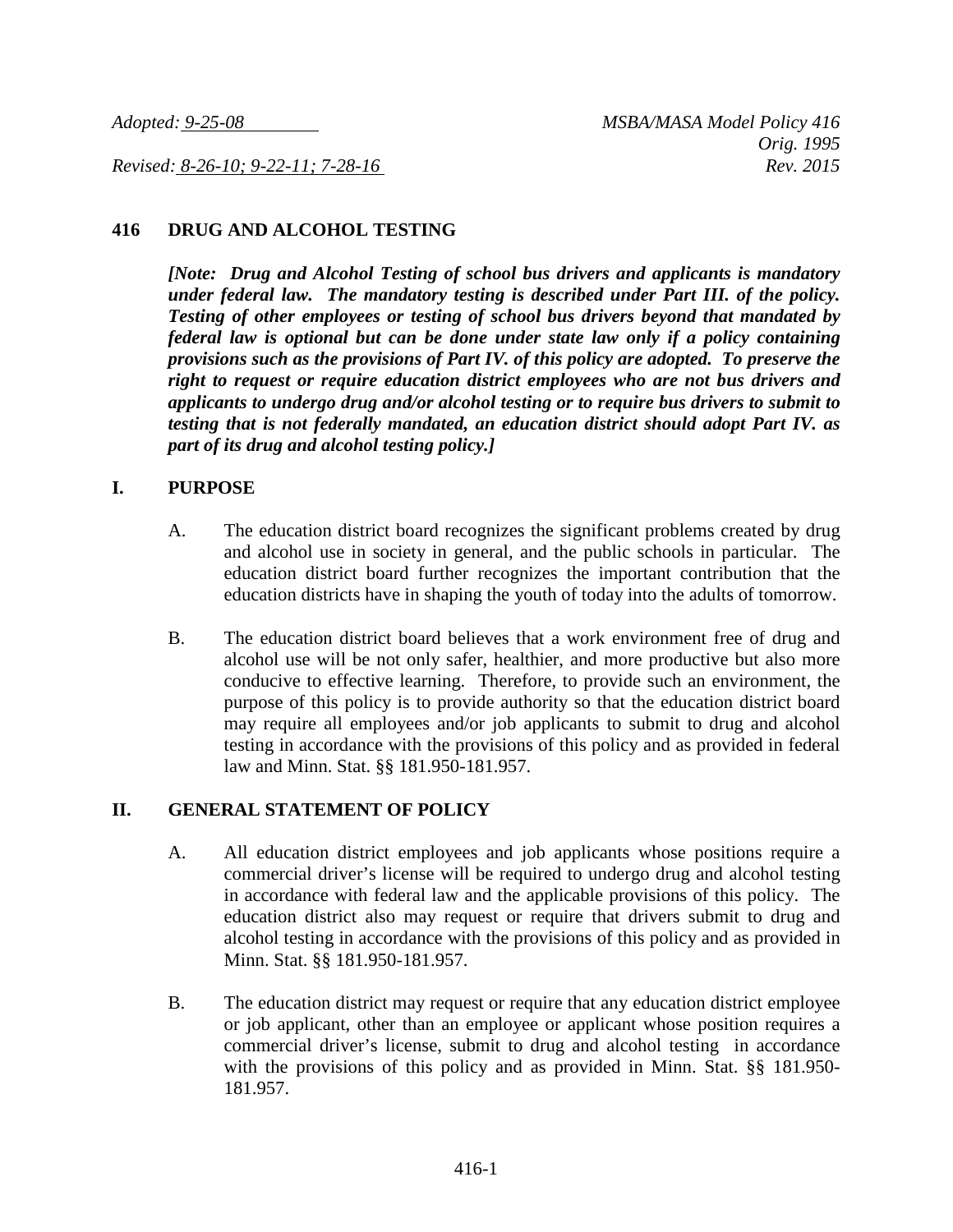*Adopted: 9-25-08*

*Revised: 8-26-10; 9-22-11; 7-28-16*

*MSBA/MASA Model Policy 416*
*Orig. 1995*
*Rev. 2015*

# 416 DRUG AND ALCOHOL TESTING

***[Note: Drug and Alcohol Testing of school bus drivers and applicants is mandatory under federal law. The mandatory testing is described under Part III. of the policy. Testing of other employees or testing of school bus drivers beyond that mandated by federal law is optional but can be done under state law only if a policy containing provisions such as the provisions of Part IV. of this policy are adopted. To preserve the right to request or require education district employees who are not bus drivers and applicants to undergo drug and/or alcohol testing or to require bus drivers to submit to testing that is not federally mandated, an education district should adopt Part IV. as part of its drug and alcohol testing policy.]***

## I. PURPOSE

A. The education district board recognizes the significant problems created by drug and alcohol use in society in general, and the public schools in particular. The education district board further recognizes the important contribution that the education districts have in shaping the youth of today into the adults of tomorrow.

B. The education district board believes that a work environment free of drug and alcohol use will be not only safer, healthier, and more productive but also more conducive to effective learning. Therefore, to provide such an environment, the purpose of this policy is to provide authority so that the education district board may require all employees and/or job applicants to submit to drug and alcohol testing in accordance with the provisions of this policy and as provided in federal law and Minn. Stat. §§ 181.950-181.957.

## II. GENERAL STATEMENT OF POLICY

A. All education district employees and job applicants whose positions require a commercial driver's license will be required to undergo drug and alcohol testing in accordance with federal law and the applicable provisions of this policy. The education district also may request or require that drivers submit to drug and alcohol testing in accordance with the provisions of this policy and as provided in Minn. Stat. §§ 181.950-181.957.

B. The education district may request or require that any education district employee or job applicant, other than an employee or applicant whose position requires a commercial driver's license, submit to drug and alcohol testing in accordance with the provisions of this policy and as provided in Minn. Stat. §§ 181.950-181.957.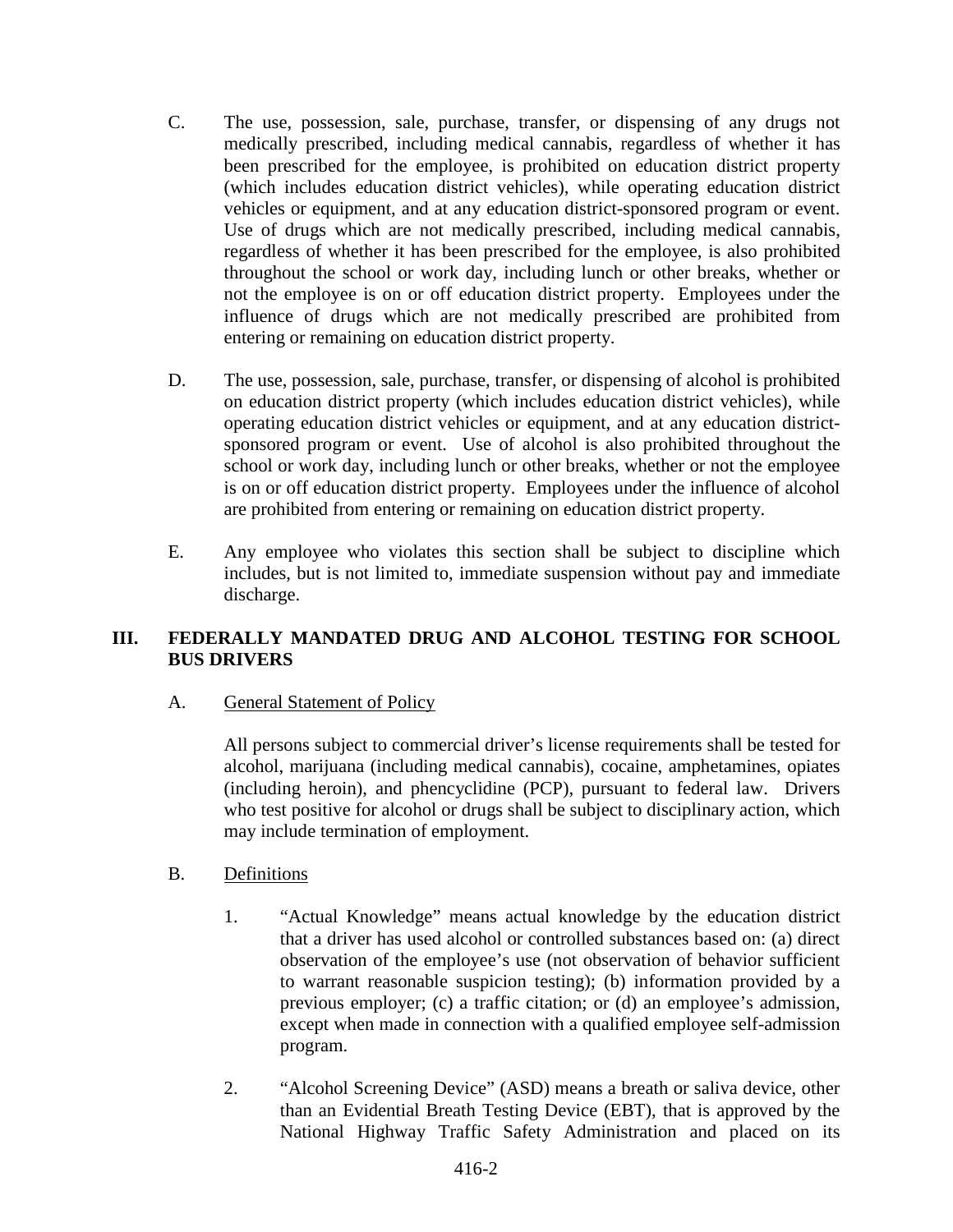C. The use, possession, sale, purchase, transfer, or dispensing of any drugs not medically prescribed, including medical cannabis, regardless of whether it has been prescribed for the employee, is prohibited on education district property (which includes education district vehicles), while operating education district vehicles or equipment, and at any education district-sponsored program or event. Use of drugs which are not medically prescribed, including medical cannabis, regardless of whether it has been prescribed for the employee, is also prohibited throughout the school or work day, including lunch or other breaks, whether or not the employee is on or off education district property. Employees under the influence of drugs which are not medically prescribed are prohibited from entering or remaining on education district property.

D. The use, possession, sale, purchase, transfer, or dispensing of alcohol is prohibited on education district property (which includes education district vehicles), while operating education district vehicles or equipment, and at any education district-sponsored program or event. Use of alcohol is also prohibited throughout the school or work day, including lunch or other breaks, whether or not the employee is on or off education district property. Employees under the influence of alcohol are prohibited from entering or remaining on education district property.

E. Any employee who violates this section shall be subject to discipline which includes, but is not limited to, immediate suspension without pay and immediate discharge.

## III. FEDERALLY MANDATED DRUG AND ALCOHOL TESTING FOR SCHOOL BUS DRIVERS

A. General Statement of Policy

All persons subject to commercial driver's license requirements shall be tested for alcohol, marijuana (including medical cannabis), cocaine, amphetamines, opiates (including heroin), and phencyclidine (PCP), pursuant to federal law. Drivers who test positive for alcohol or drugs shall be subject to disciplinary action, which may include termination of employment.

B. Definitions

1. "Actual Knowledge" means actual knowledge by the education district that a driver has used alcohol or controlled substances based on: (a) direct observation of the employee's use (not observation of behavior sufficient to warrant reasonable suspicion testing); (b) information provided by a previous employer; (c) a traffic citation; or (d) an employee's admission, except when made in connection with a qualified employee self-admission program.

2. "Alcohol Screening Device" (ASD) means a breath or saliva device, other than an Evidential Breath Testing Device (EBT), that is approved by the National Highway Traffic Safety Administration and placed on its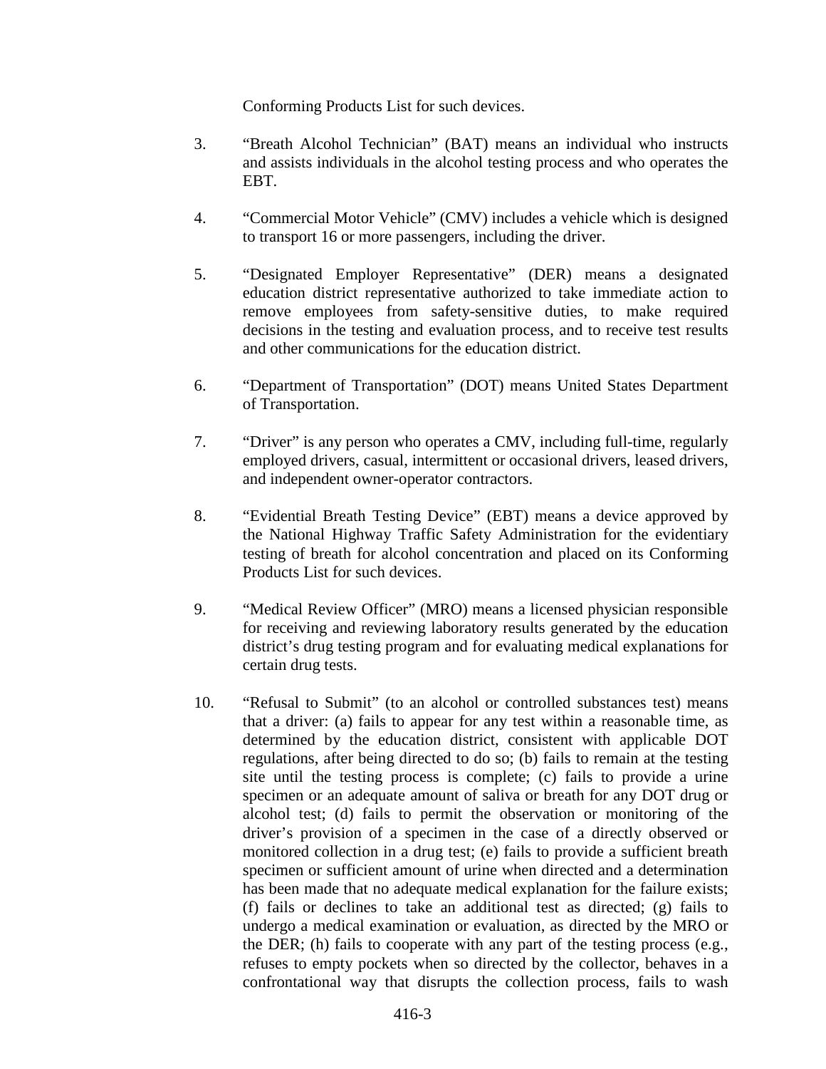Conforming Products List for such devices.

3. "Breath Alcohol Technician" (BAT) means an individual who instructs and assists individuals in the alcohol testing process and who operates the EBT.

4. "Commercial Motor Vehicle" (CMV) includes a vehicle which is designed to transport 16 or more passengers, including the driver.

5. "Designated Employer Representative" (DER) means a designated education district representative authorized to take immediate action to remove employees from safety-sensitive duties, to make required decisions in the testing and evaluation process, and to receive test results and other communications for the education district.

6. "Department of Transportation" (DOT) means United States Department of Transportation.

7. "Driver" is any person who operates a CMV, including full-time, regularly employed drivers, casual, intermittent or occasional drivers, leased drivers, and independent owner-operator contractors.

8. "Evidential Breath Testing Device" (EBT) means a device approved by the National Highway Traffic Safety Administration for the evidentiary testing of breath for alcohol concentration and placed on its Conforming Products List for such devices.

9. "Medical Review Officer" (MRO) means a licensed physician responsible for receiving and reviewing laboratory results generated by the education district's drug testing program and for evaluating medical explanations for certain drug tests.

10. "Refusal to Submit" (to an alcohol or controlled substances test) means that a driver: (a) fails to appear for any test within a reasonable time, as determined by the education district, consistent with applicable DOT regulations, after being directed to do so; (b) fails to remain at the testing site until the testing process is complete; (c) fails to provide a urine specimen or an adequate amount of saliva or breath for any DOT drug or alcohol test; (d) fails to permit the observation or monitoring of the driver's provision of a specimen in the case of a directly observed or monitored collection in a drug test; (e) fails to provide a sufficient breath specimen or sufficient amount of urine when directed and a determination has been made that no adequate medical explanation for the failure exists; (f) fails or declines to take an additional test as directed; (g) fails to undergo a medical examination or evaluation, as directed by the MRO or the DER; (h) fails to cooperate with any part of the testing process (e.g., refuses to empty pockets when so directed by the collector, behaves in a confrontational way that disrupts the collection process, fails to wash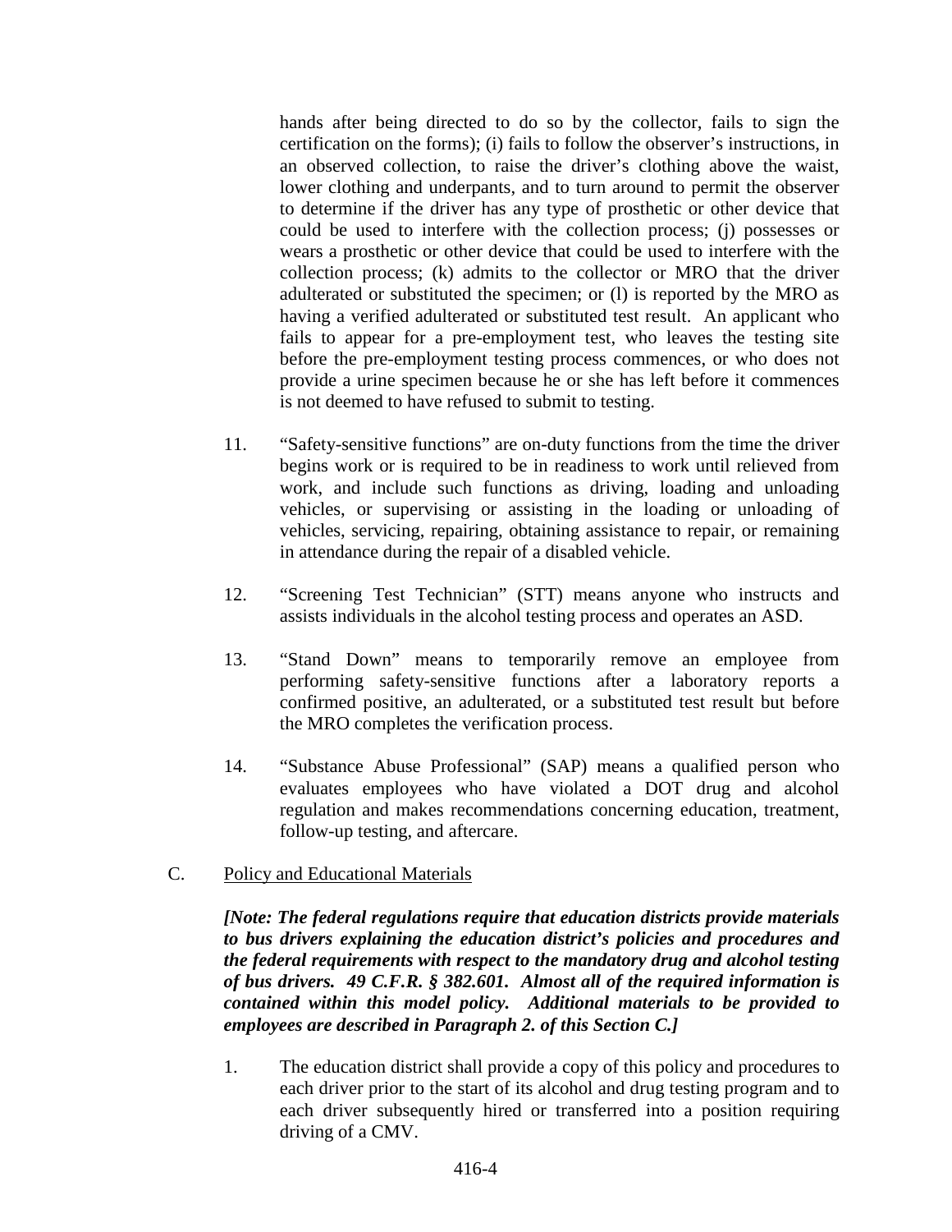hands after being directed to do so by the collector, fails to sign the certification on the forms); (i) fails to follow the observer's instructions, in an observed collection, to raise the driver's clothing above the waist, lower clothing and underpants, and to turn around to permit the observer to determine if the driver has any type of prosthetic or other device that could be used to interfere with the collection process; (j) possesses or wears a prosthetic or other device that could be used to interfere with the collection process; (k) admits to the collector or MRO that the driver adulterated or substituted the specimen; or (l) is reported by the MRO as having a verified adulterated or substituted test result. An applicant who fails to appear for a pre-employment test, who leaves the testing site before the pre-employment testing process commences, or who does not provide a urine specimen because he or she has left before it commences is not deemed to have refused to submit to testing.

11. "Safety-sensitive functions" are on-duty functions from the time the driver begins work or is required to be in readiness to work until relieved from work, and include such functions as driving, loading and unloading vehicles, or supervising or assisting in the loading or unloading of vehicles, servicing, repairing, obtaining assistance to repair, or remaining in attendance during the repair of a disabled vehicle.

12. "Screening Test Technician" (STT) means anyone who instructs and assists individuals in the alcohol testing process and operates an ASD.

13. "Stand Down" means to temporarily remove an employee from performing safety-sensitive functions after a laboratory reports a confirmed positive, an adulterated, or a substituted test result but before the MRO completes the verification process.

14. "Substance Abuse Professional" (SAP) means a qualified person who evaluates employees who have violated a DOT drug and alcohol regulation and makes recommendations concerning education, treatment, follow-up testing, and aftercare.

C. Policy and Educational Materials

***[Note: The federal regulations require that education districts provide materials to bus drivers explaining the education district's policies and procedures and the federal requirements with respect to the mandatory drug and alcohol testing of bus drivers. 49 C.F.R. § 382.601. Almost all of the required information is contained within this model policy. Additional materials to be provided to employees are described in Paragraph 2. of this Section C.]***

1. The education district shall provide a copy of this policy and procedures to each driver prior to the start of its alcohol and drug testing program and to each driver subsequently hired or transferred into a position requiring driving of a CMV.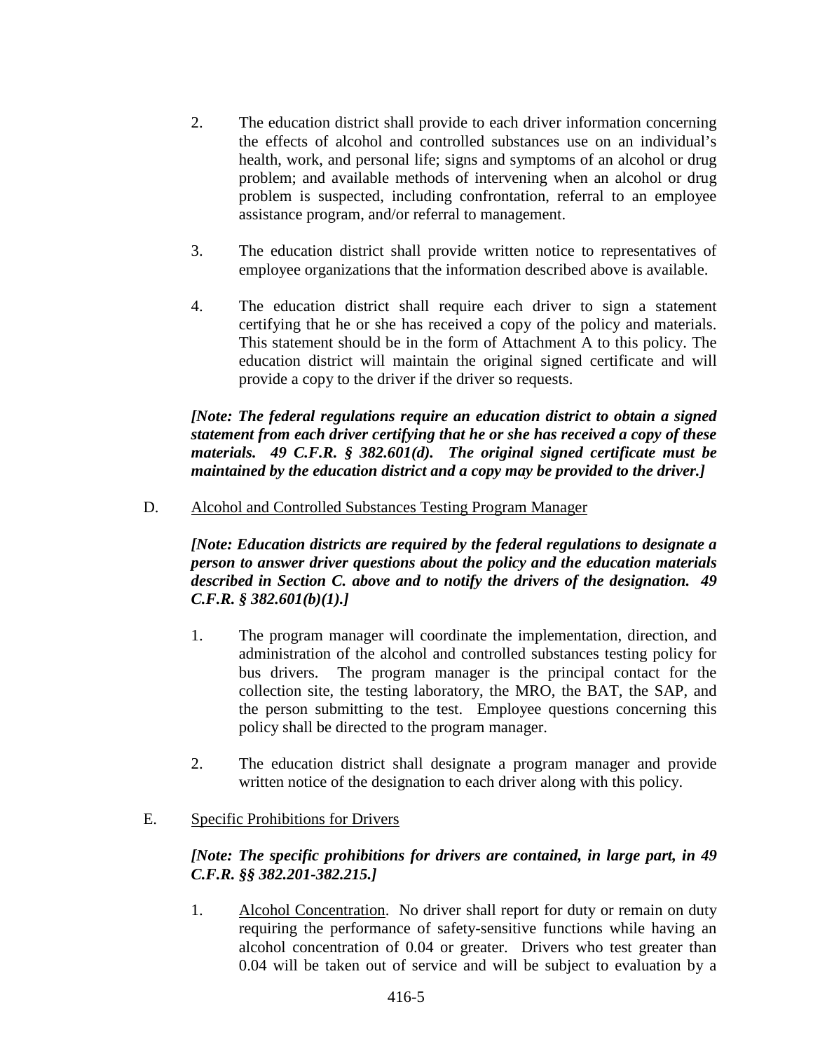2. The education district shall provide to each driver information concerning the effects of alcohol and controlled substances use on an individual's health, work, and personal life; signs and symptoms of an alcohol or drug problem; and available methods of intervening when an alcohol or drug problem is suspected, including confrontation, referral to an employee assistance program, and/or referral to management.

3. The education district shall provide written notice to representatives of employee organizations that the information described above is available.

4. The education district shall require each driver to sign a statement certifying that he or she has received a copy of the policy and materials. This statement should be in the form of Attachment A to this policy. The education district will maintain the original signed certificate and will provide a copy to the driver if the driver so requests.

***[Note: The federal regulations require an education district to obtain a signed statement from each driver certifying that he or she has received a copy of these materials. 49 C.F.R. § 382.601(d). The original signed certificate must be maintained by the education district and a copy may be provided to the driver.]***

D. Alcohol and Controlled Substances Testing Program Manager

***[Note: Education districts are required by the federal regulations to designate a person to answer driver questions about the policy and the education materials described in Section C. above and to notify the drivers of the designation. 49 C.F.R. § 382.601(b)(1).]***

1. The program manager will coordinate the implementation, direction, and administration of the alcohol and controlled substances testing policy for bus drivers. The program manager is the principal contact for the collection site, the testing laboratory, the MRO, the BAT, the SAP, and the person submitting to the test. Employee questions concerning this policy shall be directed to the program manager.

2. The education district shall designate a program manager and provide written notice of the designation to each driver along with this policy.

E. Specific Prohibitions for Drivers

***[Note: The specific prohibitions for drivers are contained, in large part, in 49 C.F.R. §§ 382.201-382.215.]***

1. Alcohol Concentration. No driver shall report for duty or remain on duty requiring the performance of safety-sensitive functions while having an alcohol concentration of 0.04 or greater. Drivers who test greater than 0.04 will be taken out of service and will be subject to evaluation by a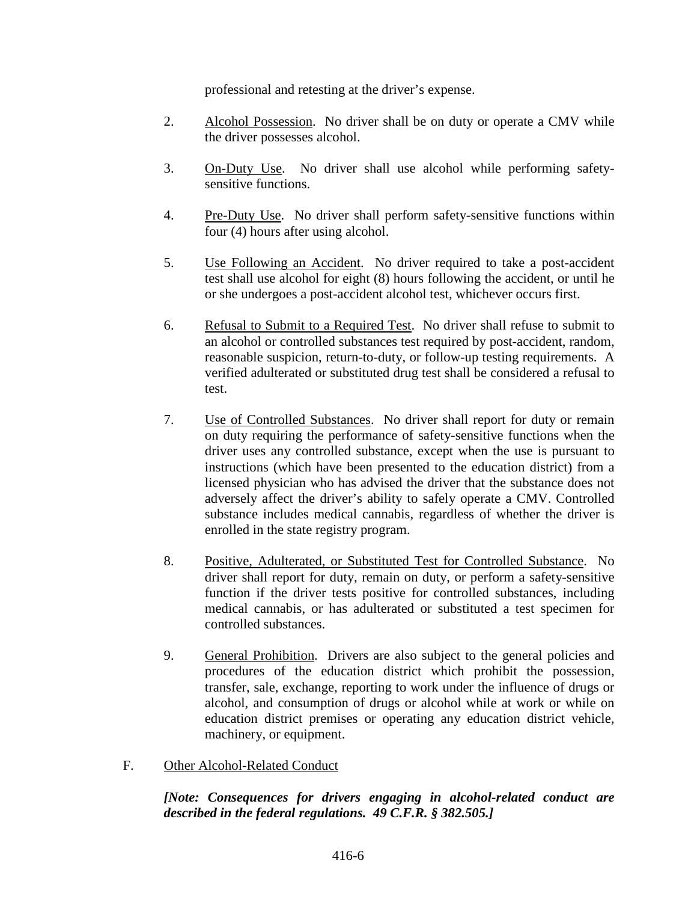professional and retesting at the driver's expense.

2. Alcohol Possession. No driver shall be on duty or operate a CMV while the driver possesses alcohol.

3. On-Duty Use. No driver shall use alcohol while performing safety-sensitive functions.

4. Pre-Duty Use. No driver shall perform safety-sensitive functions within four (4) hours after using alcohol.

5. Use Following an Accident. No driver required to take a post-accident test shall use alcohol for eight (8) hours following the accident, or until he or she undergoes a post-accident alcohol test, whichever occurs first.

6. Refusal to Submit to a Required Test. No driver shall refuse to submit to an alcohol or controlled substances test required by post-accident, random, reasonable suspicion, return-to-duty, or follow-up testing requirements. A verified adulterated or substituted drug test shall be considered a refusal to test.

7. Use of Controlled Substances. No driver shall report for duty or remain on duty requiring the performance of safety-sensitive functions when the driver uses any controlled substance, except when the use is pursuant to instructions (which have been presented to the education district) from a licensed physician who has advised the driver that the substance does not adversely affect the driver's ability to safely operate a CMV. Controlled substance includes medical cannabis, regardless of whether the driver is enrolled in the state registry program.

8. Positive, Adulterated, or Substituted Test for Controlled Substance. No driver shall report for duty, remain on duty, or perform a safety-sensitive function if the driver tests positive for controlled substances, including medical cannabis, or has adulterated or substituted a test specimen for controlled substances.

9. General Prohibition. Drivers are also subject to the general policies and procedures of the education district which prohibit the possession, transfer, sale, exchange, reporting to work under the influence of drugs or alcohol, and consumption of drugs or alcohol while at work or while on education district premises or operating any education district vehicle, machinery, or equipment.

F. Other Alcohol-Related Conduct

***[Note: Consequences for drivers engaging in alcohol-related conduct are described in the federal regulations. 49 C.F.R. § 382.505.]***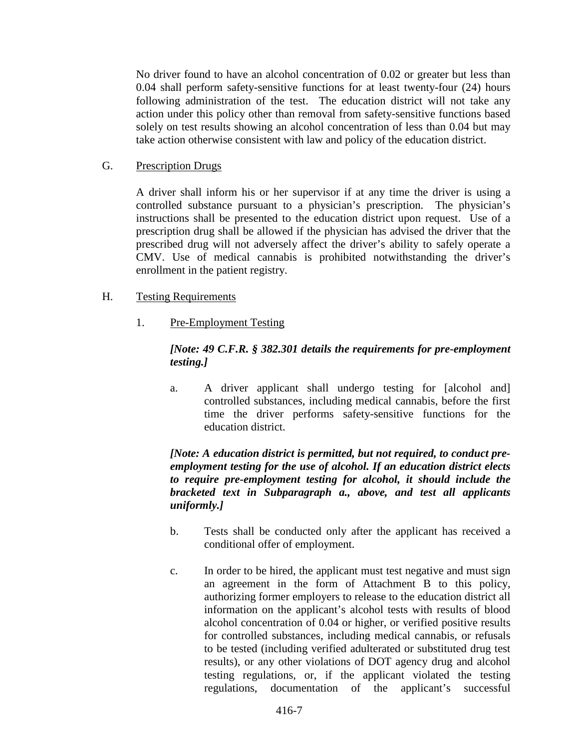No driver found to have an alcohol concentration of 0.02 or greater but less than 0.04 shall perform safety-sensitive functions for at least twenty-four (24) hours following administration of the test. The education district will not take any action under this policy other than removal from safety-sensitive functions based solely on test results showing an alcohol concentration of less than 0.04 but may take action otherwise consistent with law and policy of the education district.

G. Prescription Drugs

A driver shall inform his or her supervisor if at any time the driver is using a controlled substance pursuant to a physician's prescription. The physician's instructions shall be presented to the education district upon request. Use of a prescription drug shall be allowed if the physician has advised the driver that the prescribed drug will not adversely affect the driver's ability to safely operate a CMV. Use of medical cannabis is prohibited notwithstanding the driver's enrollment in the patient registry.

H. Testing Requirements

1. Pre-Employment Testing

***[Note: 49 C.F.R. § 382.301 details the requirements for pre-employment testing.]***

a. A driver applicant shall undergo testing for [alcohol and] controlled substances, including medical cannabis, before the first time the driver performs safety-sensitive functions for the education district.

***[Note: A education district is permitted, but not required, to conduct pre-employment testing for the use of alcohol. If an education district elects to require pre-employment testing for alcohol, it should include the bracketed text in Subparagraph a., above, and test all applicants uniformly.]***

b. Tests shall be conducted only after the applicant has received a conditional offer of employment.

c. In order to be hired, the applicant must test negative and must sign an agreement in the form of Attachment B to this policy, authorizing former employers to release to the education district all information on the applicant's alcohol tests with results of blood alcohol concentration of 0.04 or higher, or verified positive results for controlled substances, including medical cannabis, or refusals to be tested (including verified adulterated or substituted drug test results), or any other violations of DOT agency drug and alcohol testing regulations, or, if the applicant violated the testing regulations, documentation of the applicant's successful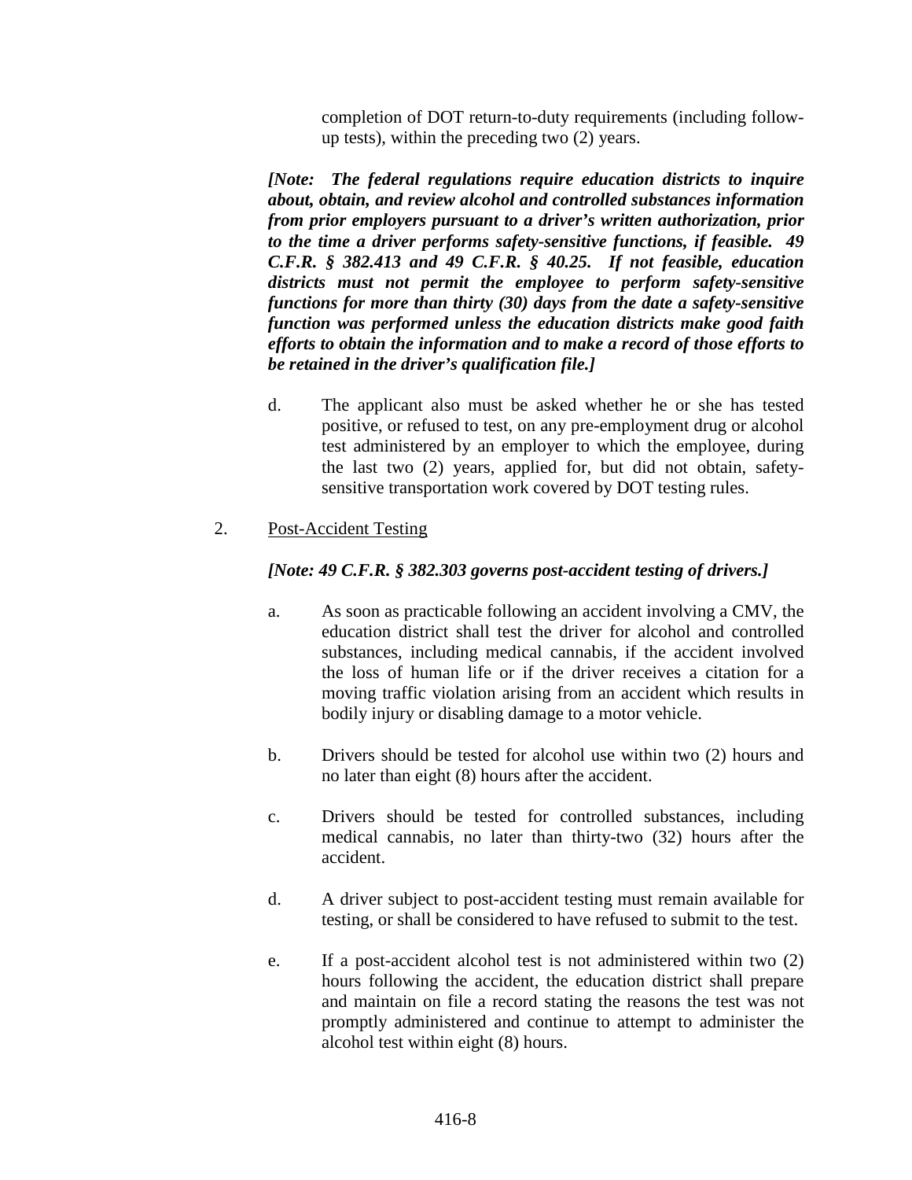completion of DOT return-to-duty requirements (including follow-up tests), within the preceding two (2) years.

***[Note: The federal regulations require education districts to inquire about, obtain, and review alcohol and controlled substances information from prior employers pursuant to a driver's written authorization, prior to the time a driver performs safety-sensitive functions, if feasible. 49 C.F.R. § 382.413 and 49 C.F.R. § 40.25. If not feasible, education districts must not permit the employee to perform safety-sensitive functions for more than thirty (30) days from the date a safety-sensitive function was performed unless the education districts make good faith efforts to obtain the information and to make a record of those efforts to be retained in the driver's qualification file.]***

d. The applicant also must be asked whether he or she has tested positive, or refused to test, on any pre-employment drug or alcohol test administered by an employer to which the employee, during the last two (2) years, applied for, but did not obtain, safety-sensitive transportation work covered by DOT testing rules.

2. <u>Post-Accident Testing</u>

***[Note: 49 C.F.R. § 382.303 governs post-accident testing of drivers.]***

a. As soon as practicable following an accident involving a CMV, the education district shall test the driver for alcohol and controlled substances, including medical cannabis, if the accident involved the loss of human life or if the driver receives a citation for a moving traffic violation arising from an accident which results in bodily injury or disabling damage to a motor vehicle.

b. Drivers should be tested for alcohol use within two (2) hours and no later than eight (8) hours after the accident.

c. Drivers should be tested for controlled substances, including medical cannabis, no later than thirty-two (32) hours after the accident.

d. A driver subject to post-accident testing must remain available for testing, or shall be considered to have refused to submit to the test.

e. If a post-accident alcohol test is not administered within two (2) hours following the accident, the education district shall prepare and maintain on file a record stating the reasons the test was not promptly administered and continue to attempt to administer the alcohol test within eight (8) hours.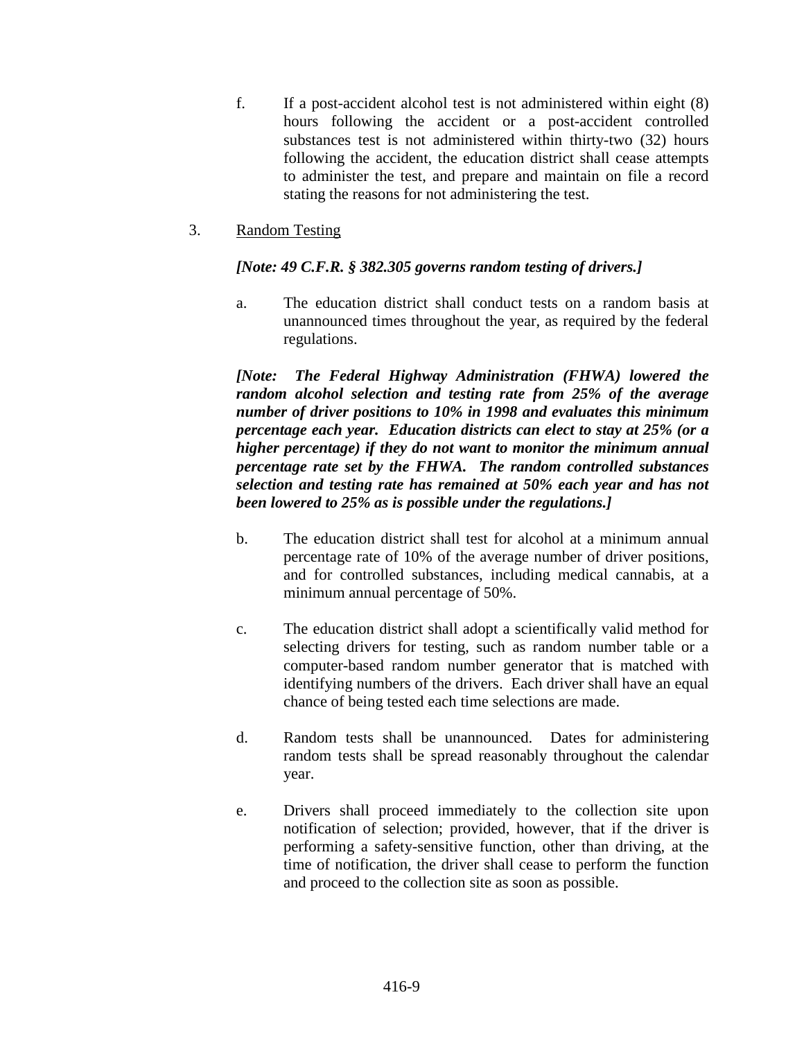f. If a post-accident alcohol test is not administered within eight (8) hours following the accident or a post-accident controlled substances test is not administered within thirty-two (32) hours following the accident, the education district shall cease attempts to administer the test, and prepare and maintain on file a record stating the reasons for not administering the test.

3. Random Testing

***[Note: 49 C.F.R. § 382.305 governs random testing of drivers.]***

a. The education district shall conduct tests on a random basis at unannounced times throughout the year, as required by the federal regulations.

***[Note: The Federal Highway Administration (FHWA) lowered the random alcohol selection and testing rate from 25% of the average number of driver positions to 10% in 1998 and evaluates this minimum percentage each year. Education districts can elect to stay at 25% (or a higher percentage) if they do not want to monitor the minimum annual percentage rate set by the FHWA. The random controlled substances selection and testing rate has remained at 50% each year and has not been lowered to 25% as is possible under the regulations.]***

b. The education district shall test for alcohol at a minimum annual percentage rate of 10% of the average number of driver positions, and for controlled substances, including medical cannabis, at a minimum annual percentage of 50%.

c. The education district shall adopt a scientifically valid method for selecting drivers for testing, such as random number table or a computer-based random number generator that is matched with identifying numbers of the drivers. Each driver shall have an equal chance of being tested each time selections are made.

d. Random tests shall be unannounced. Dates for administering random tests shall be spread reasonably throughout the calendar year.

e. Drivers shall proceed immediately to the collection site upon notification of selection; provided, however, that if the driver is performing a safety-sensitive function, other than driving, at the time of notification, the driver shall cease to perform the function and proceed to the collection site as soon as possible.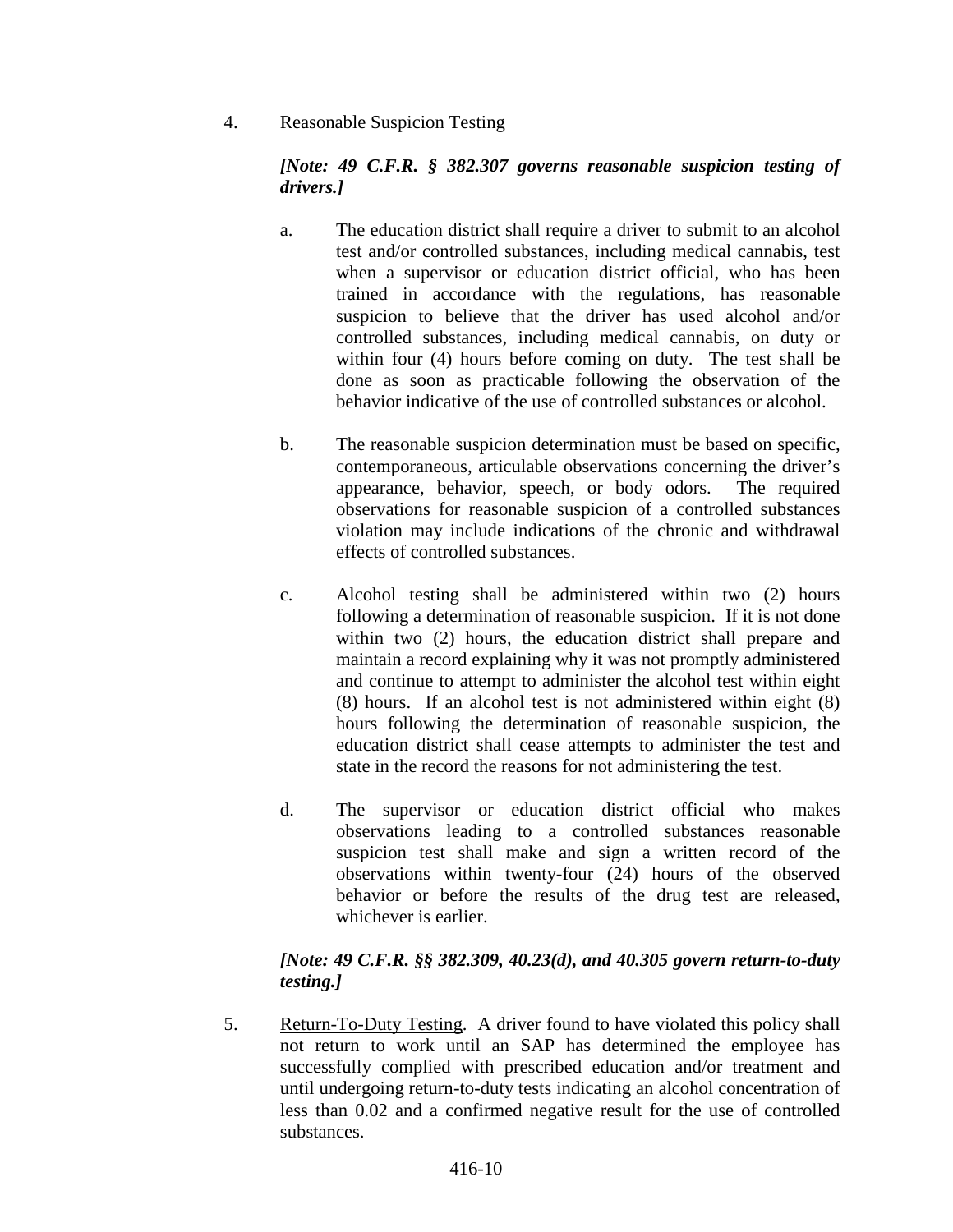4. Reasonable Suspicion Testing

***[Note: 49 C.F.R. § 382.307 governs reasonable suspicion testing of drivers.]***

a. The education district shall require a driver to submit to an alcohol test and/or controlled substances, including medical cannabis, test when a supervisor or education district official, who has been trained in accordance with the regulations, has reasonable suspicion to believe that the driver has used alcohol and/or controlled substances, including medical cannabis, on duty or within four (4) hours before coming on duty. The test shall be done as soon as practicable following the observation of the behavior indicative of the use of controlled substances or alcohol.

b. The reasonable suspicion determination must be based on specific, contemporaneous, articulable observations concerning the driver's appearance, behavior, speech, or body odors. The required observations for reasonable suspicion of a controlled substances violation may include indications of the chronic and withdrawal effects of controlled substances.

c. Alcohol testing shall be administered within two (2) hours following a determination of reasonable suspicion. If it is not done within two (2) hours, the education district shall prepare and maintain a record explaining why it was not promptly administered and continue to attempt to administer the alcohol test within eight (8) hours. If an alcohol test is not administered within eight (8) hours following the determination of reasonable suspicion, the education district shall cease attempts to administer the test and state in the record the reasons for not administering the test.

d. The supervisor or education district official who makes observations leading to a controlled substances reasonable suspicion test shall make and sign a written record of the observations within twenty-four (24) hours of the observed behavior or before the results of the drug test are released, whichever is earlier.

***[Note: 49 C.F.R. §§ 382.309, 40.23(d), and 40.305 govern return-to-duty testing.]***

5. Return-To-Duty Testing. A driver found to have violated this policy shall not return to work until an SAP has determined the employee has successfully complied with prescribed education and/or treatment and until undergoing return-to-duty tests indicating an alcohol concentration of less than 0.02 and a confirmed negative result for the use of controlled substances.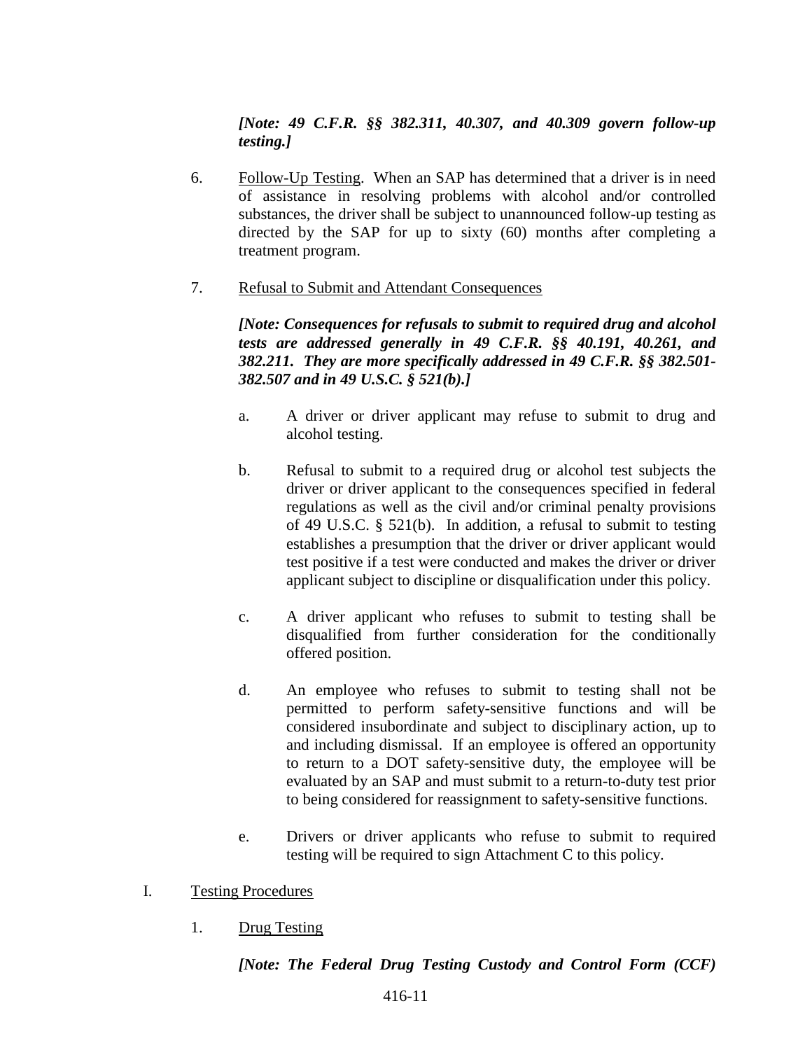***[Note: 49 C.F.R. §§ 382.311, 40.307, and 40.309 govern follow-up testing.]***

6. Follow-Up Testing. When an SAP has determined that a driver is in need of assistance in resolving problems with alcohol and/or controlled substances, the driver shall be subject to unannounced follow-up testing as directed by the SAP for up to sixty (60) months after completing a treatment program.

7. Refusal to Submit and Attendant Consequences

   ***[Note: Consequences for refusals to submit to required drug and alcohol tests are addressed generally in 49 C.F.R. §§ 40.191, 40.261, and 382.211. They are more specifically addressed in 49 C.F.R. §§ 382.501-382.507 and in 49 U.S.C. § 521(b).]***

   a. A driver or driver applicant may refuse to submit to drug and alcohol testing.

   b. Refusal to submit to a required drug or alcohol test subjects the driver or driver applicant to the consequences specified in federal regulations as well as the civil and/or criminal penalty provisions of 49 U.S.C. § 521(b). In addition, a refusal to submit to testing establishes a presumption that the driver or driver applicant would test positive if a test were conducted and makes the driver or driver applicant subject to discipline or disqualification under this policy.

   c. A driver applicant who refuses to submit to testing shall be disqualified from further consideration for the conditionally offered position.

   d. An employee who refuses to submit to testing shall not be permitted to perform safety-sensitive functions and will be considered insubordinate and subject to disciplinary action, up to and including dismissal. If an employee is offered an opportunity to return to a DOT safety-sensitive duty, the employee will be evaluated by an SAP and must submit to a return-to-duty test prior to being considered for reassignment to safety-sensitive functions.

   e. Drivers or driver applicants who refuse to submit to required testing will be required to sign Attachment C to this policy.

I. Testing Procedures

1. Drug Testing

   ***[Note: The Federal Drug Testing Custody and Control Form (CCF)***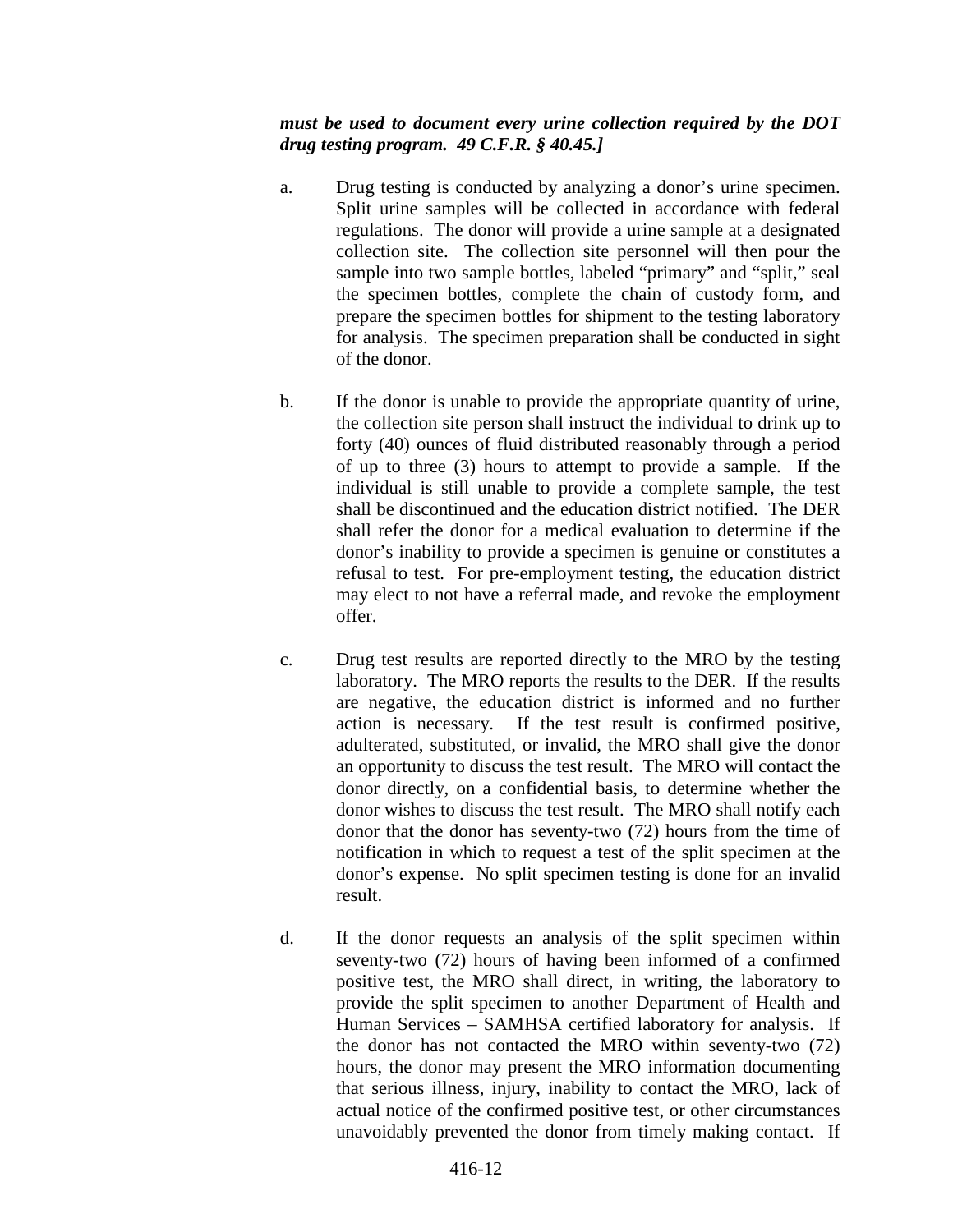***must be used to document every urine collection required by the DOT drug testing program. 49 C.F.R. § 40.45.]***

a. Drug testing is conducted by analyzing a donor's urine specimen. Split urine samples will be collected in accordance with federal regulations. The donor will provide a urine sample at a designated collection site. The collection site personnel will then pour the sample into two sample bottles, labeled "primary" and "split," seal the specimen bottles, complete the chain of custody form, and prepare the specimen bottles for shipment to the testing laboratory for analysis. The specimen preparation shall be conducted in sight of the donor.

b. If the donor is unable to provide the appropriate quantity of urine, the collection site person shall instruct the individual to drink up to forty (40) ounces of fluid distributed reasonably through a period of up to three (3) hours to attempt to provide a sample. If the individual is still unable to provide a complete sample, the test shall be discontinued and the education district notified. The DER shall refer the donor for a medical evaluation to determine if the donor's inability to provide a specimen is genuine or constitutes a refusal to test. For pre-employment testing, the education district may elect to not have a referral made, and revoke the employment offer.

c. Drug test results are reported directly to the MRO by the testing laboratory. The MRO reports the results to the DER. If the results are negative, the education district is informed and no further action is necessary. If the test result is confirmed positive, adulterated, substituted, or invalid, the MRO shall give the donor an opportunity to discuss the test result. The MRO will contact the donor directly, on a confidential basis, to determine whether the donor wishes to discuss the test result. The MRO shall notify each donor that the donor has seventy-two (72) hours from the time of notification in which to request a test of the split specimen at the donor's expense. No split specimen testing is done for an invalid result.

d. If the donor requests an analysis of the split specimen within seventy-two (72) hours of having been informed of a confirmed positive test, the MRO shall direct, in writing, the laboratory to provide the split specimen to another Department of Health and Human Services – SAMHSA certified laboratory for analysis. If the donor has not contacted the MRO within seventy-two (72) hours, the donor may present the MRO information documenting that serious illness, injury, inability to contact the MRO, lack of actual notice of the confirmed positive test, or other circumstances unavoidably prevented the donor from timely making contact. If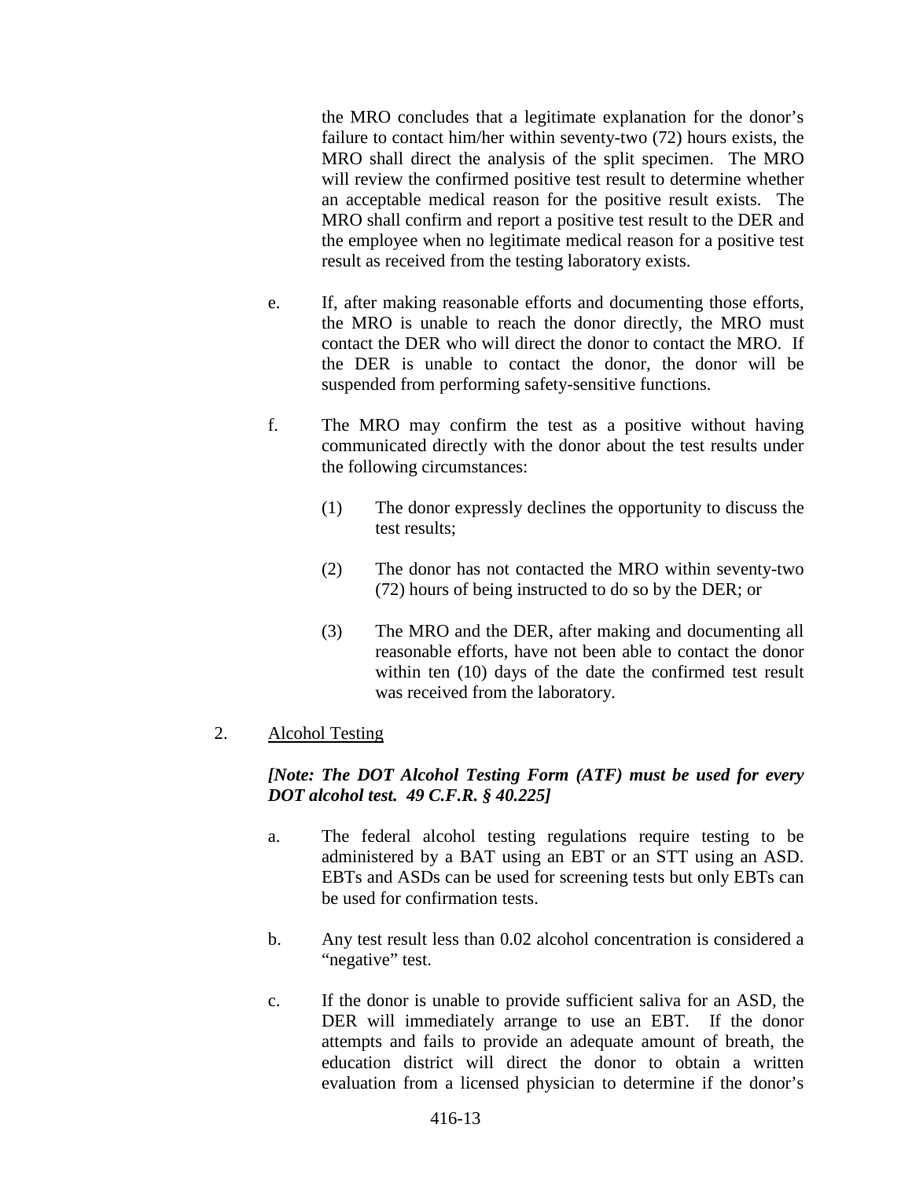the MRO concludes that a legitimate explanation for the donor's failure to contact him/her within seventy-two (72) hours exists, the MRO shall direct the analysis of the split specimen. The MRO will review the confirmed positive test result to determine whether an acceptable medical reason for the positive result exists. The MRO shall confirm and report a positive test result to the DER and the employee when no legitimate medical reason for a positive test result as received from the testing laboratory exists.

e. If, after making reasonable efforts and documenting those efforts, the MRO is unable to reach the donor directly, the MRO must contact the DER who will direct the donor to contact the MRO. If the DER is unable to contact the donor, the donor will be suspended from performing safety-sensitive functions.

f. The MRO may confirm the test as a positive without having communicated directly with the donor about the test results under the following circumstances:

(1) The donor expressly declines the opportunity to discuss the test results;

(2) The donor has not contacted the MRO within seventy-two (72) hours of being instructed to do so by the DER; or

(3) The MRO and the DER, after making and documenting all reasonable efforts, have not been able to contact the donor within ten (10) days of the date the confirmed test result was received from the laboratory.

2. Alcohol Testing

***[Note: The DOT Alcohol Testing Form (ATF) must be used for every DOT alcohol test. 49 C.F.R. § 40.225]***

a. The federal alcohol testing regulations require testing to be administered by a BAT using an EBT or an STT using an ASD. EBTs and ASDs can be used for screening tests but only EBTs can be used for confirmation tests.

b. Any test result less than 0.02 alcohol concentration is considered a "negative" test.

c. If the donor is unable to provide sufficient saliva for an ASD, the DER will immediately arrange to use an EBT. If the donor attempts and fails to provide an adequate amount of breath, the education district will direct the donor to obtain a written evaluation from a licensed physician to determine if the donor's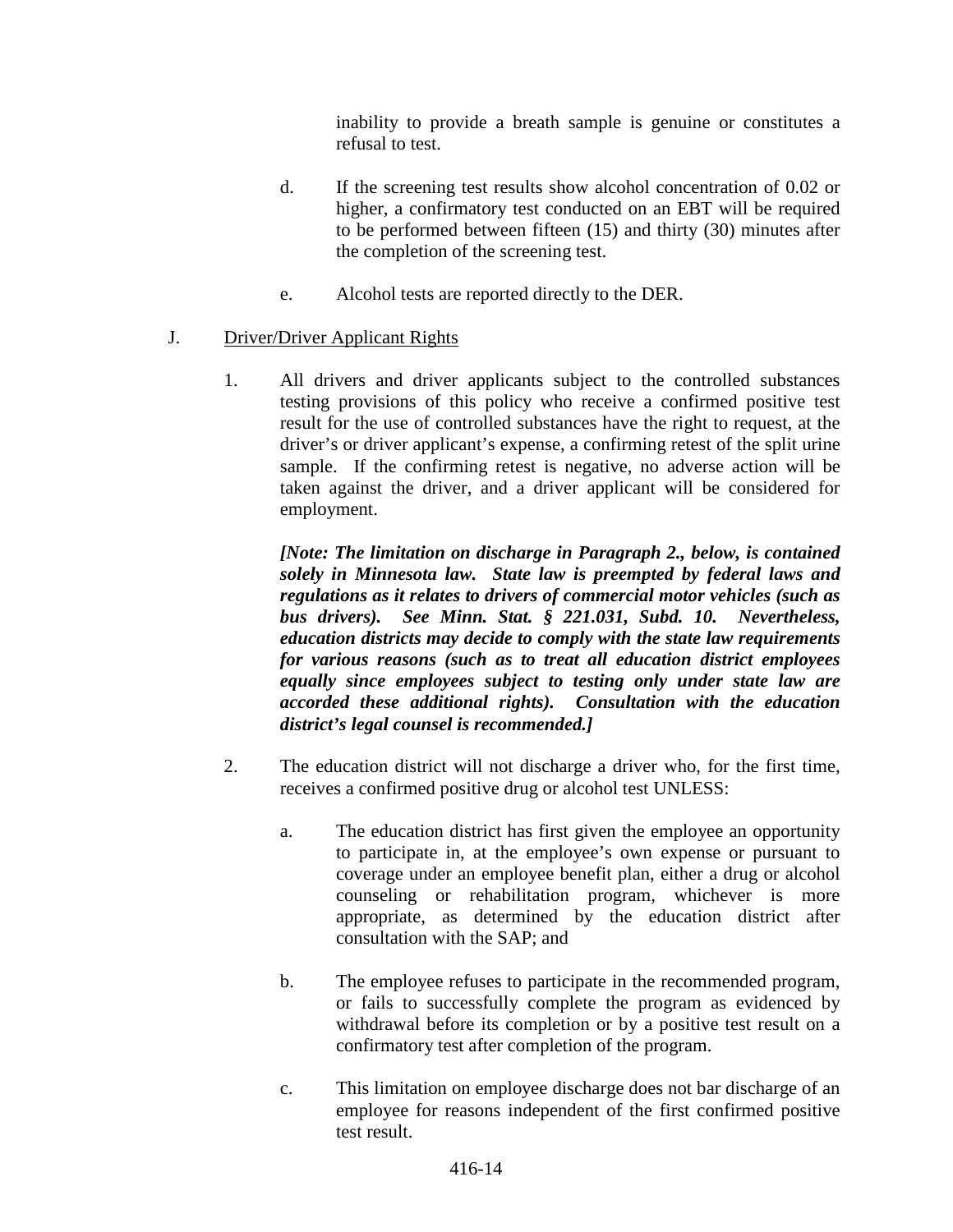inability to provide a breath sample is genuine or constitutes a refusal to test.

d. If the screening test results show alcohol concentration of 0.02 or higher, a confirmatory test conducted on an EBT will be required to be performed between fifteen (15) and thirty (30) minutes after the completion of the screening test.

e. Alcohol tests are reported directly to the DER.

J. Driver/Driver Applicant Rights

1. All drivers and driver applicants subject to the controlled substances testing provisions of this policy who receive a confirmed positive test result for the use of controlled substances have the right to request, at the driver's or driver applicant's expense, a confirming retest of the split urine sample. If the confirming retest is negative, no adverse action will be taken against the driver, and a driver applicant will be considered for employment.

***[Note: The limitation on discharge in Paragraph 2., below, is contained solely in Minnesota law. State law is preempted by federal laws and regulations as it relates to drivers of commercial motor vehicles (such as bus drivers). See Minn. Stat. § 221.031, Subd. 10. Nevertheless, education districts may decide to comply with the state law requirements for various reasons (such as to treat all education district employees equally since employees subject to testing only under state law are accorded these additional rights). Consultation with the education district's legal counsel is recommended.]***

2. The education district will not discharge a driver who, for the first time, receives a confirmed positive drug or alcohol test UNLESS:

   a. The education district has first given the employee an opportunity to participate in, at the employee's own expense or pursuant to coverage under an employee benefit plan, either a drug or alcohol counseling or rehabilitation program, whichever is more appropriate, as determined by the education district after consultation with the SAP; and

   b. The employee refuses to participate in the recommended program, or fails to successfully complete the program as evidenced by withdrawal before its completion or by a positive test result on a confirmatory test after completion of the program.

   c. This limitation on employee discharge does not bar discharge of an employee for reasons independent of the first confirmed positive test result.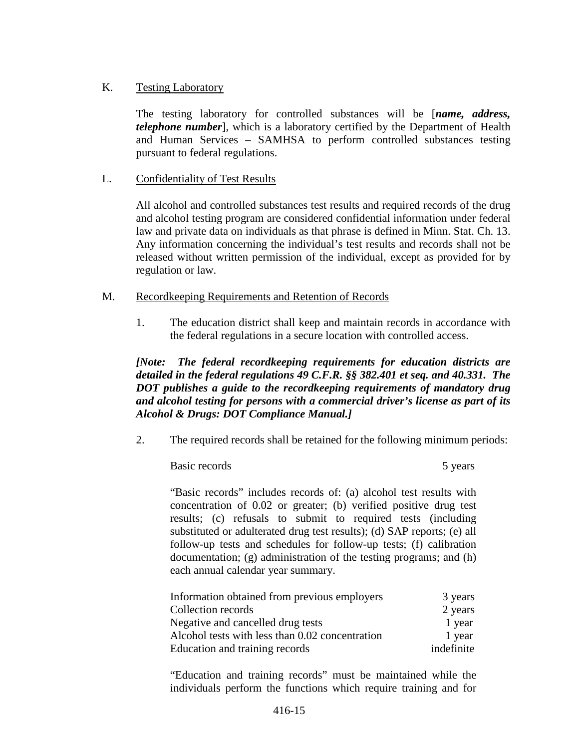K. Testing Laboratory

The testing laboratory for controlled substances will be [***name, address, telephone number***], which is a laboratory certified by the Department of Health and Human Services – SAMHSA to perform controlled substances testing pursuant to federal regulations.

L. Confidentiality of Test Results

All alcohol and controlled substances test results and required records of the drug and alcohol testing program are considered confidential information under federal law and private data on individuals as that phrase is defined in Minn. Stat. Ch. 13. Any information concerning the individual's test results and records shall not be released without written permission of the individual, except as provided for by regulation or law.

M. Recordkeeping Requirements and Retention of Records

1. The education district shall keep and maintain records in accordance with the federal regulations in a secure location with controlled access.

***[Note: The federal recordkeeping requirements for education districts are detailed in the federal regulations 49 C.F.R. §§ 382.401 et seq. and 40.331. The DOT publishes a guide to the recordkeeping requirements of mandatory drug and alcohol testing for persons with a commercial driver's license as part of its Alcohol & Drugs: DOT Compliance Manual.]***

2. The required records shall be retained for the following minimum periods:

| | |
|---|---|
| Basic records | 5 years |

"Basic records" includes records of: (a) alcohol test results with concentration of 0.02 or greater; (b) verified positive drug test results; (c) refusals to submit to required tests (including substituted or adulterated drug test results); (d) SAP reports; (e) all follow-up tests and schedules for follow-up tests; (f) calibration documentation; (g) administration of the testing programs; and (h) each annual calendar year summary.

| | |
|---|---|
| Information obtained from previous employers | 3 years |
| Collection records | 2 years |
| Negative and cancelled drug tests | 1 year |
| Alcohol tests with less than 0.02 concentration | 1 year |
| Education and training records | indefinite |

"Education and training records" must be maintained while the individuals perform the functions which require training and for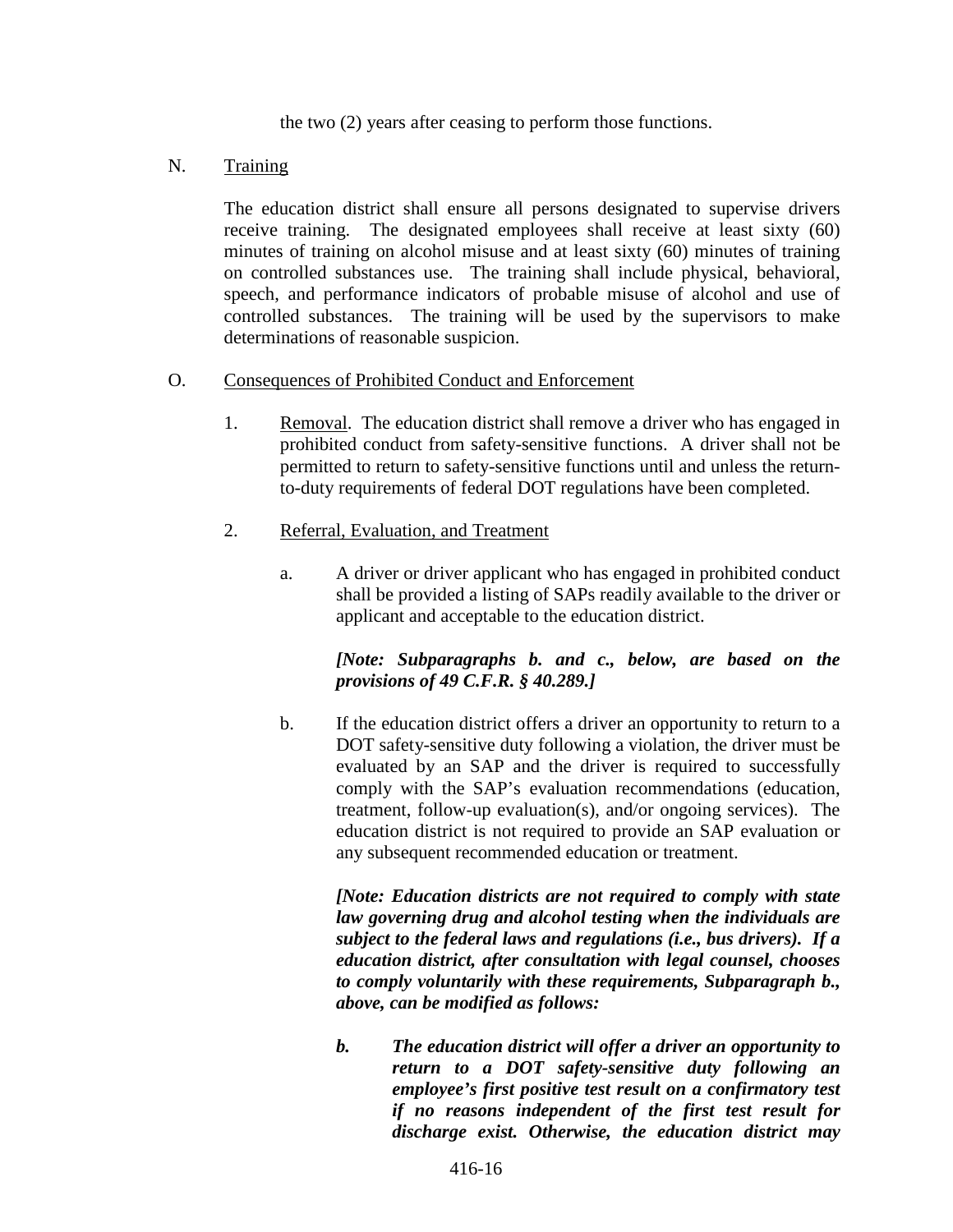the two (2) years after ceasing to perform those functions.

N. Training

The education district shall ensure all persons designated to supervise drivers receive training. The designated employees shall receive at least sixty (60) minutes of training on alcohol misuse and at least sixty (60) minutes of training on controlled substances use. The training shall include physical, behavioral, speech, and performance indicators of probable misuse of alcohol and use of controlled substances. The training will be used by the supervisors to make determinations of reasonable suspicion.

O. Consequences of Prohibited Conduct and Enforcement

1. Removal. The education district shall remove a driver who has engaged in prohibited conduct from safety-sensitive functions. A driver shall not be permitted to return to safety-sensitive functions until and unless the return-to-duty requirements of federal DOT regulations have been completed.

2. Referral, Evaluation, and Treatment

a. A driver or driver applicant who has engaged in prohibited conduct shall be provided a listing of SAPs readily available to the driver or applicant and acceptable to the education district.

***[Note: Subparagraphs b. and c., below, are based on the provisions of 49 C.F.R. § 40.289.]***

b. If the education district offers a driver an opportunity to return to a DOT safety-sensitive duty following a violation, the driver must be evaluated by an SAP and the driver is required to successfully comply with the SAP's evaluation recommendations (education, treatment, follow-up evaluation(s), and/or ongoing services). The education district is not required to provide an SAP evaluation or any subsequent recommended education or treatment.

***[Note: Education districts are not required to comply with state law governing drug and alcohol testing when the individuals are subject to the federal laws and regulations (i.e., bus drivers). If a education district, after consultation with legal counsel, chooses to comply voluntarily with these requirements, Subparagraph b., above, can be modified as follows:***

***b. The education district will offer a driver an opportunity to return to a DOT safety-sensitive duty following an employee's first positive test result on a confirmatory test if no reasons independent of the first test result for discharge exist. Otherwise, the education district may***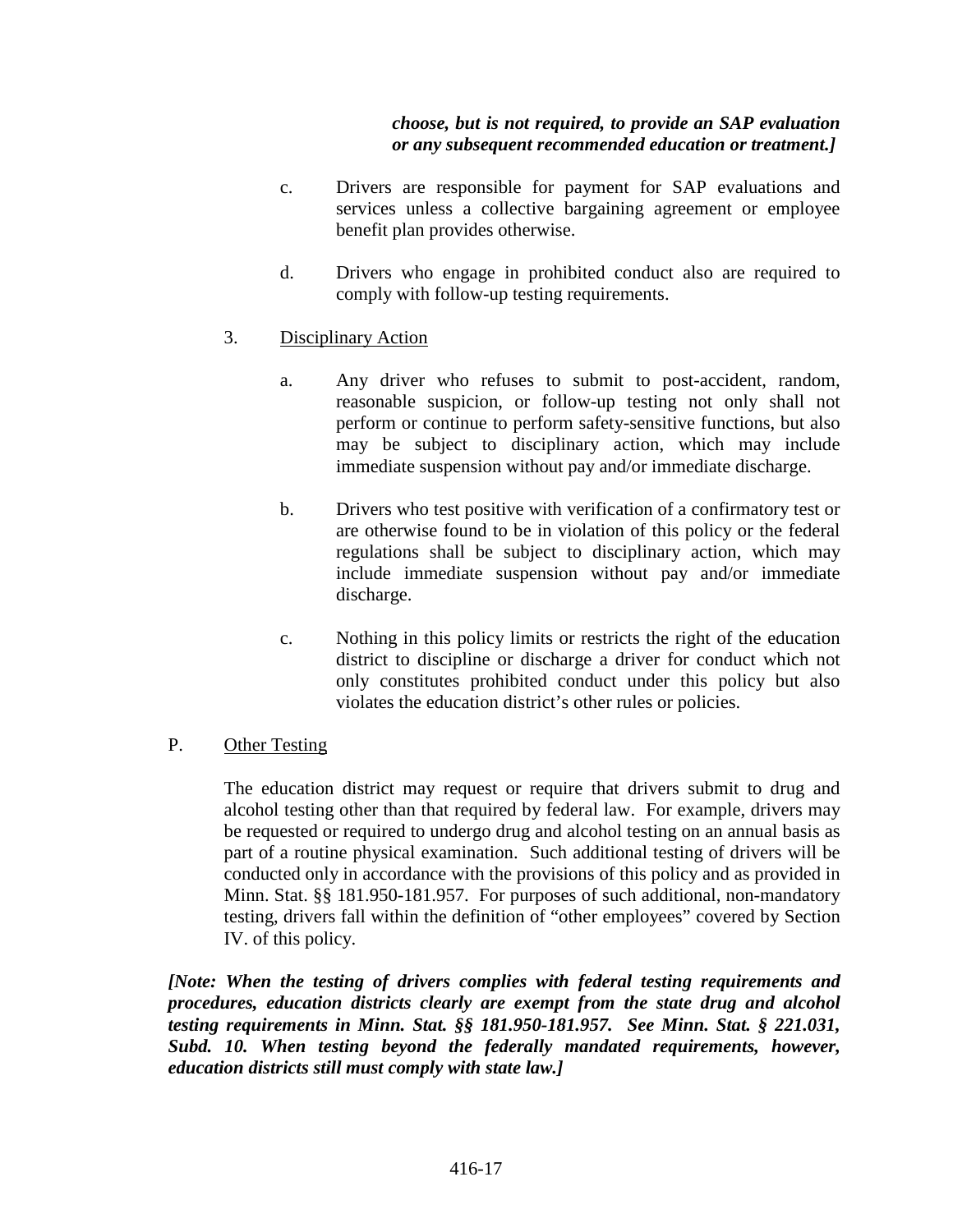***choose, but is not required, to provide an SAP evaluation or any subsequent recommended education or treatment.]***

c. Drivers are responsible for payment for SAP evaluations and services unless a collective bargaining agreement or employee benefit plan provides otherwise.

d. Drivers who engage in prohibited conduct also are required to comply with follow-up testing requirements.

3. <u>Disciplinary Action</u>

a. Any driver who refuses to submit to post-accident, random, reasonable suspicion, or follow-up testing not only shall not perform or continue to perform safety-sensitive functions, but also may be subject to disciplinary action, which may include immediate suspension without pay and/or immediate discharge.

b. Drivers who test positive with verification of a confirmatory test or are otherwise found to be in violation of this policy or the federal regulations shall be subject to disciplinary action, which may include immediate suspension without pay and/or immediate discharge.

c. Nothing in this policy limits or restricts the right of the education district to discipline or discharge a driver for conduct which not only constitutes prohibited conduct under this policy but also violates the education district's other rules or policies.

P. <u>Other Testing</u>

The education district may request or require that drivers submit to drug and alcohol testing other than that required by federal law. For example, drivers may be requested or required to undergo drug and alcohol testing on an annual basis as part of a routine physical examination. Such additional testing of drivers will be conducted only in accordance with the provisions of this policy and as provided in Minn. Stat. §§ 181.950-181.957. For purposes of such additional, non-mandatory testing, drivers fall within the definition of "other employees" covered by Section IV. of this policy.

***[Note: When the testing of drivers complies with federal testing requirements and procedures, education districts clearly are exempt from the state drug and alcohol testing requirements in Minn. Stat. §§ 181.950-181.957. See Minn. Stat. § 221.031, Subd. 10. When testing beyond the federally mandated requirements, however, education districts still must comply with state law.]***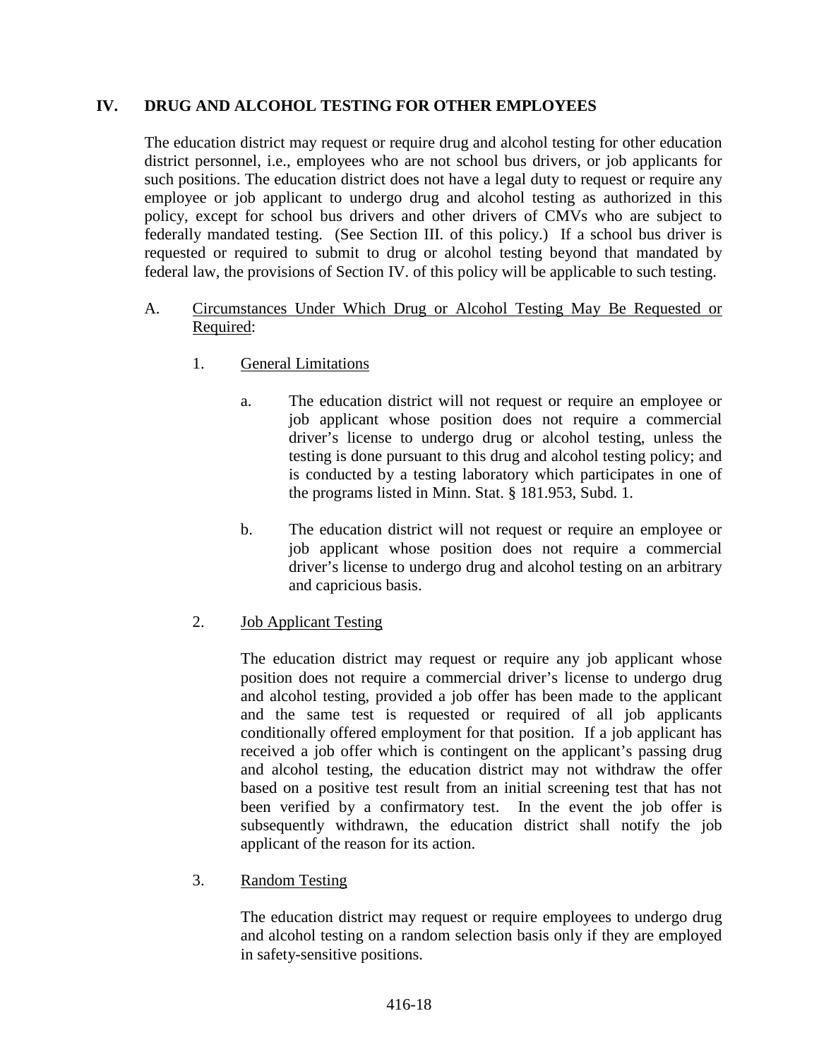## IV. DRUG AND ALCOHOL TESTING FOR OTHER EMPLOYEES

The education district may request or require drug and alcohol testing for other education district personnel, i.e., employees who are not school bus drivers, or job applicants for such positions. The education district does not have a legal duty to request or require any employee or job applicant to undergo drug and alcohol testing as authorized in this policy, except for school bus drivers and other drivers of CMVs who are subject to federally mandated testing. (See Section III. of this policy.) If a school bus driver is requested or required to submit to drug or alcohol testing beyond that mandated by federal law, the provisions of Section IV. of this policy will be applicable to such testing.

A. <u>Circumstances Under Which Drug or Alcohol Testing May Be Requested or Required</u>:

1. <u>General Limitations</u>

   a. The education district will not request or require an employee or job applicant whose position does not require a commercial driver's license to undergo drug or alcohol testing, unless the testing is done pursuant to this drug and alcohol testing policy; and is conducted by a testing laboratory which participates in one of the programs listed in Minn. Stat. § 181.953, Subd. 1.

   b. The education district will not request or require an employee or job applicant whose position does not require a commercial driver's license to undergo drug and alcohol testing on an arbitrary and capricious basis.

2. <u>Job Applicant Testing</u>

   The education district may request or require any job applicant whose position does not require a commercial driver's license to undergo drug and alcohol testing, provided a job offer has been made to the applicant and the same test is requested or required of all job applicants conditionally offered employment for that position. If a job applicant has received a job offer which is contingent on the applicant's passing drug and alcohol testing, the education district may not withdraw the offer based on a positive test result from an initial screening test that has not been verified by a confirmatory test. In the event the job offer is subsequently withdrawn, the education district shall notify the job applicant of the reason for its action.

3. <u>Random Testing</u>

   The education district may request or require employees to undergo drug and alcohol testing on a random selection basis only if they are employed in safety-sensitive positions.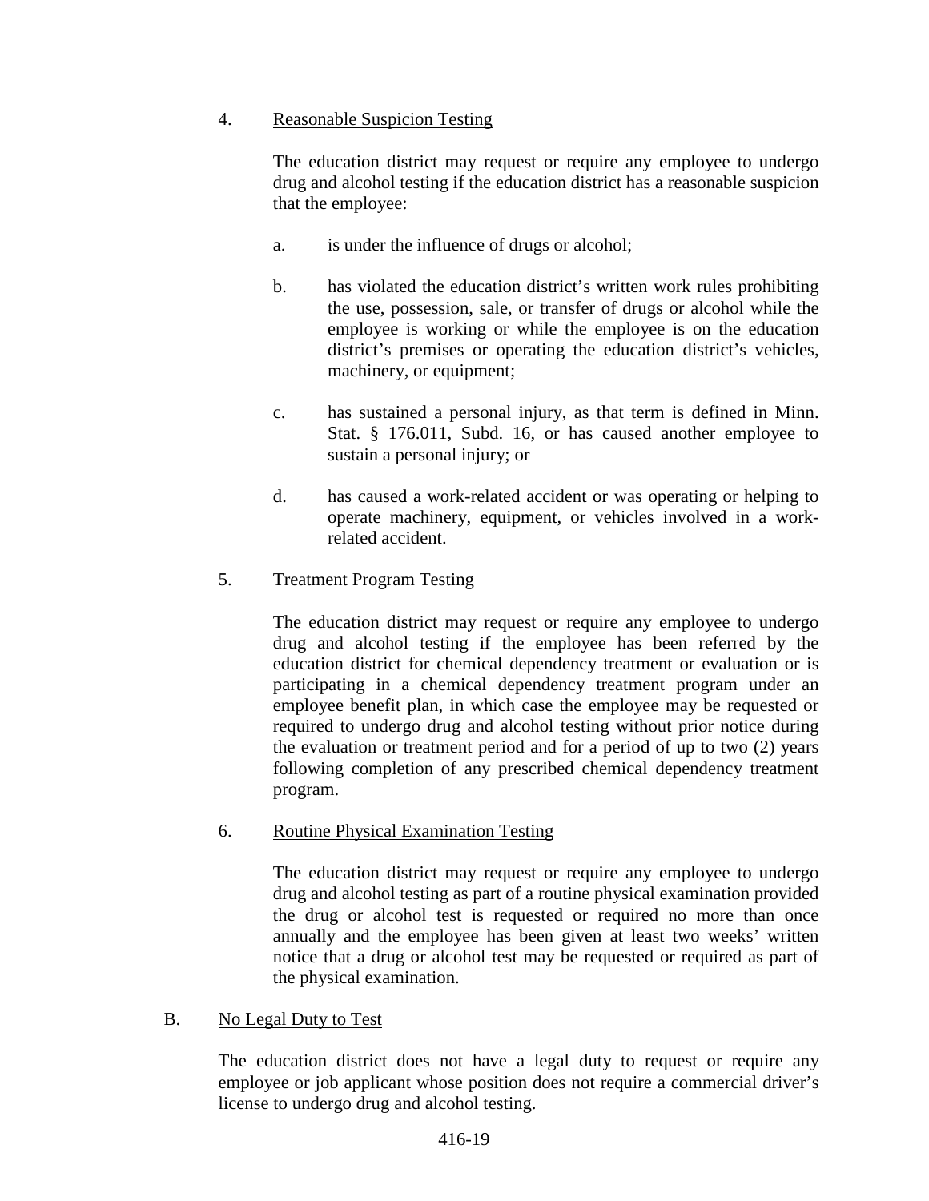4. Reasonable Suspicion Testing

   The education district may request or require any employee to undergo drug and alcohol testing if the education district has a reasonable suspicion that the employee:

   a. is under the influence of drugs or alcohol;

   b. has violated the education district's written work rules prohibiting the use, possession, sale, or transfer of drugs or alcohol while the employee is working or while the employee is on the education district's premises or operating the education district's vehicles, machinery, or equipment;

   c. has sustained a personal injury, as that term is defined in Minn. Stat. § 176.011, Subd. 16, or has caused another employee to sustain a personal injury; or

   d. has caused a work-related accident or was operating or helping to operate machinery, equipment, or vehicles involved in a work-related accident.

5. Treatment Program Testing

   The education district may request or require any employee to undergo drug and alcohol testing if the employee has been referred by the education district for chemical dependency treatment or evaluation or is participating in a chemical dependency treatment program under an employee benefit plan, in which case the employee may be requested or required to undergo drug and alcohol testing without prior notice during the evaluation or treatment period and for a period of up to two (2) years following completion of any prescribed chemical dependency treatment program.

6. Routine Physical Examination Testing

   The education district may request or require any employee to undergo drug and alcohol testing as part of a routine physical examination provided the drug or alcohol test is requested or required no more than once annually and the employee has been given at least two weeks' written notice that a drug or alcohol test may be requested or required as part of the physical examination.

B. No Legal Duty to Test

The education district does not have a legal duty to request or require any employee or job applicant whose position does not require a commercial driver's license to undergo drug and alcohol testing.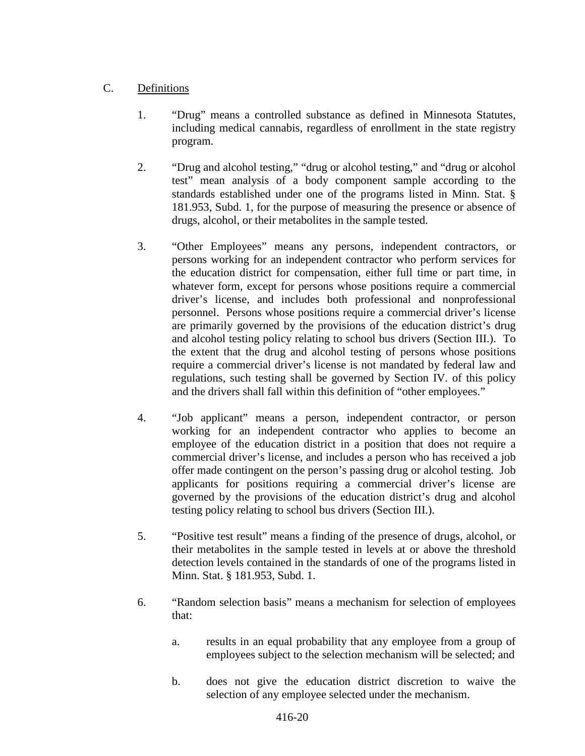C. Definitions

1. "Drug" means a controlled substance as defined in Minnesota Statutes, including medical cannabis, regardless of enrollment in the state registry program.

2. "Drug and alcohol testing," "drug or alcohol testing," and "drug or alcohol test" mean analysis of a body component sample according to the standards established under one of the programs listed in Minn. Stat. § 181.953, Subd. 1, for the purpose of measuring the presence or absence of drugs, alcohol, or their metabolites in the sample tested.

3. "Other Employees" means any persons, independent contractors, or persons working for an independent contractor who perform services for the education district for compensation, either full time or part time, in whatever form, except for persons whose positions require a commercial driver's license, and includes both professional and nonprofessional personnel. Persons whose positions require a commercial driver's license are primarily governed by the provisions of the education district's drug and alcohol testing policy relating to school bus drivers (Section III.). To the extent that the drug and alcohol testing of persons whose positions require a commercial driver's license is not mandated by federal law and regulations, such testing shall be governed by Section IV. of this policy and the drivers shall fall within this definition of "other employees."

4. "Job applicant" means a person, independent contractor, or person working for an independent contractor who applies to become an employee of the education district in a position that does not require a commercial driver's license, and includes a person who has received a job offer made contingent on the person's passing drug or alcohol testing. Job applicants for positions requiring a commercial driver's license are governed by the provisions of the education district's drug and alcohol testing policy relating to school bus drivers (Section III.).

5. "Positive test result" means a finding of the presence of drugs, alcohol, or their metabolites in the sample tested in levels at or above the threshold detection levels contained in the standards of one of the programs listed in Minn. Stat. § 181.953, Subd. 1.

6. "Random selection basis" means a mechanism for selection of employees that:

   a. results in an equal probability that any employee from a group of employees subject to the selection mechanism will be selected; and

   b. does not give the education district discretion to waive the selection of any employee selected under the mechanism.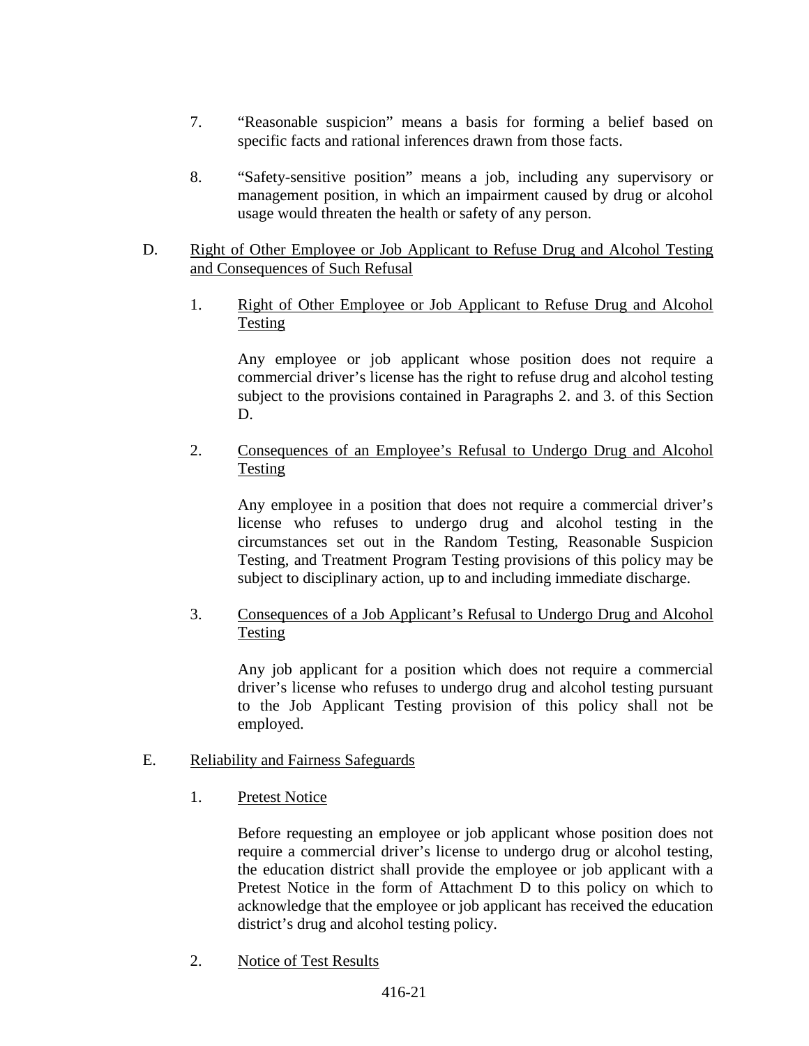7. "Reasonable suspicion" means a basis for forming a belief based on specific facts and rational inferences drawn from those facts.

8. "Safety-sensitive position" means a job, including any supervisory or management position, in which an impairment caused by drug or alcohol usage would threaten the health or safety of any person.

D. Right of Other Employee or Job Applicant to Refuse Drug and Alcohol Testing and Consequences of Such Refusal

1. Right of Other Employee or Job Applicant to Refuse Drug and Alcohol Testing

Any employee or job applicant whose position does not require a commercial driver's license has the right to refuse drug and alcohol testing subject to the provisions contained in Paragraphs 2. and 3. of this Section D.

2. Consequences of an Employee's Refusal to Undergo Drug and Alcohol Testing

Any employee in a position that does not require a commercial driver's license who refuses to undergo drug and alcohol testing in the circumstances set out in the Random Testing, Reasonable Suspicion Testing, and Treatment Program Testing provisions of this policy may be subject to disciplinary action, up to and including immediate discharge.

3. Consequences of a Job Applicant's Refusal to Undergo Drug and Alcohol Testing

Any job applicant for a position which does not require a commercial driver's license who refuses to undergo drug and alcohol testing pursuant to the Job Applicant Testing provision of this policy shall not be employed.

E. Reliability and Fairness Safeguards

1. Pretest Notice

Before requesting an employee or job applicant whose position does not require a commercial driver's license to undergo drug or alcohol testing, the education district shall provide the employee or job applicant with a Pretest Notice in the form of Attachment D to this policy on which to acknowledge that the employee or job applicant has received the education district's drug and alcohol testing policy.

2. Notice of Test Results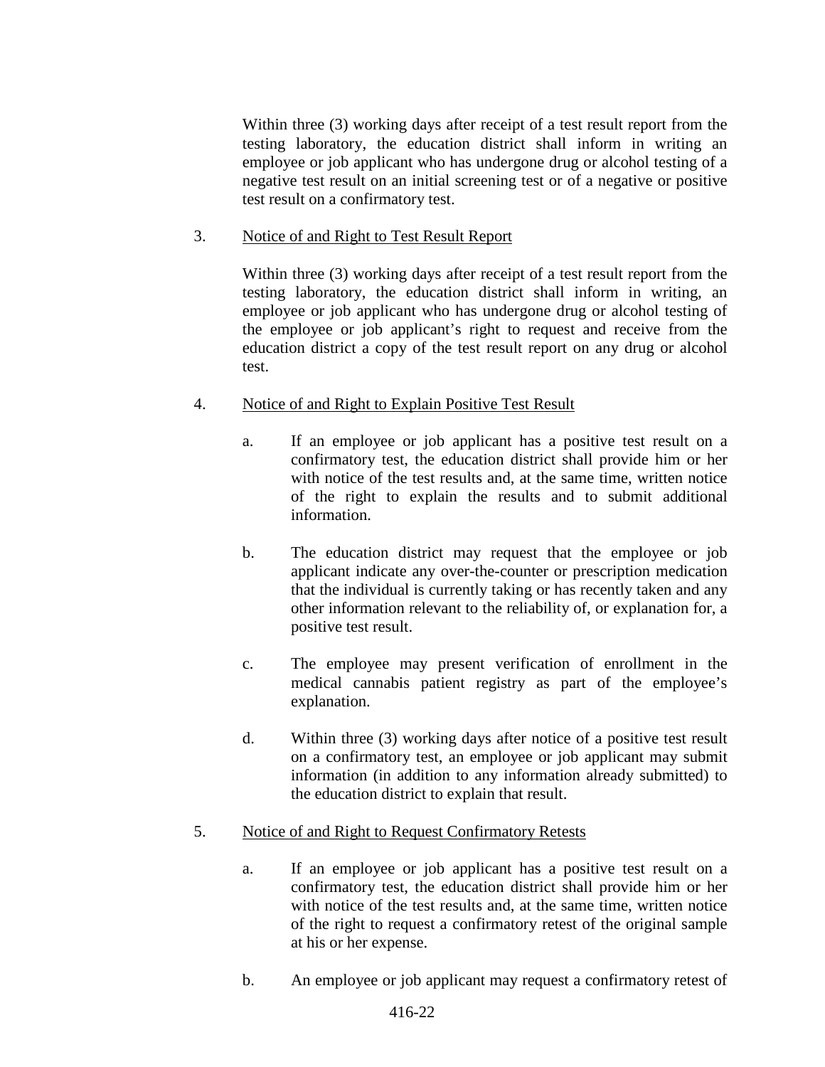Within three (3) working days after receipt of a test result report from the testing laboratory, the education district shall inform in writing an employee or job applicant who has undergone drug or alcohol testing of a negative test result on an initial screening test or of a negative or positive test result on a confirmatory test.

3. <u>Notice of and Right to Test Result Report</u>

   Within three (3) working days after receipt of a test result report from the testing laboratory, the education district shall inform in writing, an employee or job applicant who has undergone drug or alcohol testing of the employee or job applicant's right to request and receive from the education district a copy of the test result report on any drug or alcohol test.

4. <u>Notice of and Right to Explain Positive Test Result</u>

   a. If an employee or job applicant has a positive test result on a confirmatory test, the education district shall provide him or her with notice of the test results and, at the same time, written notice of the right to explain the results and to submit additional information.

   b. The education district may request that the employee or job applicant indicate any over-the-counter or prescription medication that the individual is currently taking or has recently taken and any other information relevant to the reliability of, or explanation for, a positive test result.

   c. The employee may present verification of enrollment in the medical cannabis patient registry as part of the employee's explanation.

   d. Within three (3) working days after notice of a positive test result on a confirmatory test, an employee or job applicant may submit information (in addition to any information already submitted) to the education district to explain that result.

5. <u>Notice of and Right to Request Confirmatory Retests</u>

   a. If an employee or job applicant has a positive test result on a confirmatory test, the education district shall provide him or her with notice of the test results and, at the same time, written notice of the right to request a confirmatory retest of the original sample at his or her expense.

   b. An employee or job applicant may request a confirmatory retest of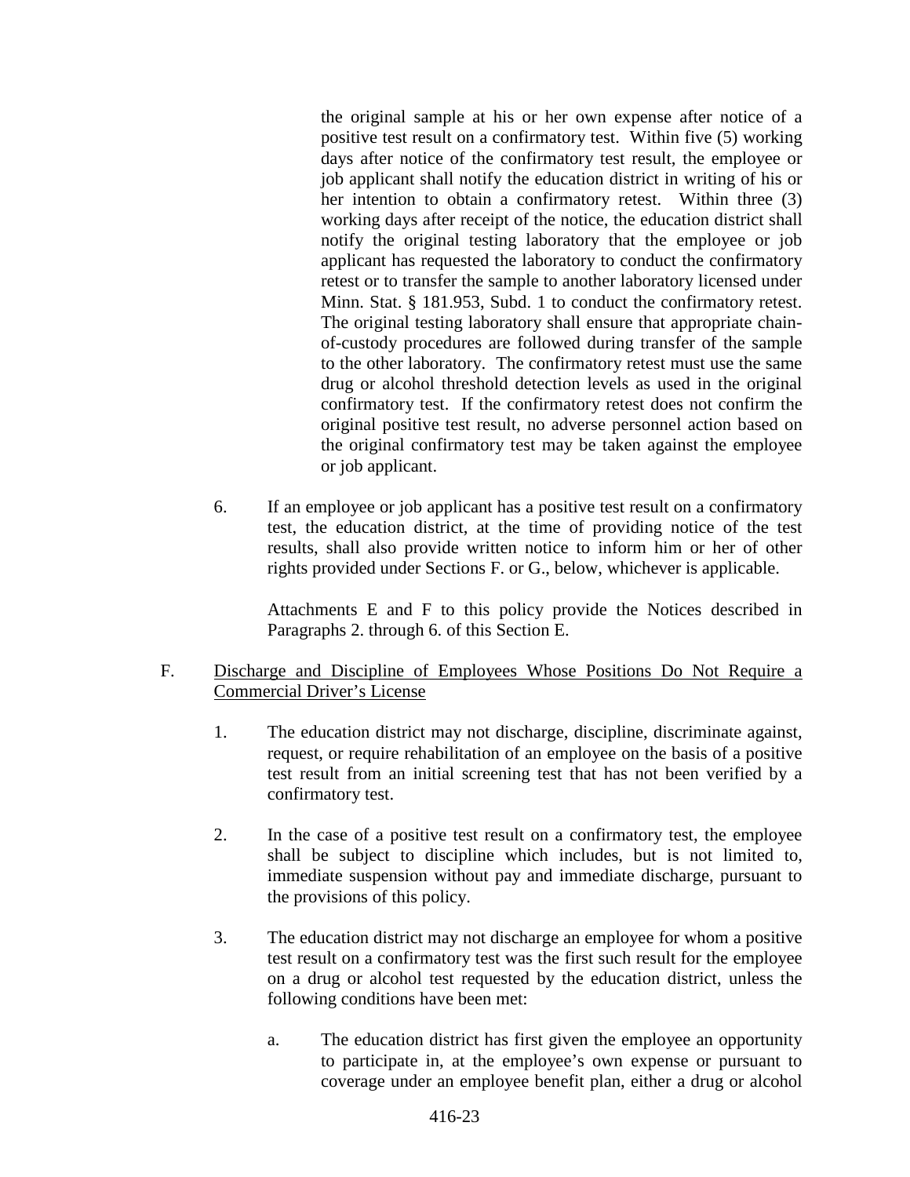the original sample at his or her own expense after notice of a positive test result on a confirmatory test. Within five (5) working days after notice of the confirmatory test result, the employee or job applicant shall notify the education district in writing of his or her intention to obtain a confirmatory retest. Within three (3) working days after receipt of the notice, the education district shall notify the original testing laboratory that the employee or job applicant has requested the laboratory to conduct the confirmatory retest or to transfer the sample to another laboratory licensed under Minn. Stat. § 181.953, Subd. 1 to conduct the confirmatory retest. The original testing laboratory shall ensure that appropriate chain-of-custody procedures are followed during transfer of the sample to the other laboratory. The confirmatory retest must use the same drug or alcohol threshold detection levels as used in the original confirmatory test. If the confirmatory retest does not confirm the original positive test result, no adverse personnel action based on the original confirmatory test may be taken against the employee or job applicant.

6. If an employee or job applicant has a positive test result on a confirmatory test, the education district, at the time of providing notice of the test results, shall also provide written notice to inform him or her of other rights provided under Sections F. or G., below, whichever is applicable.

   Attachments E and F to this policy provide the Notices described in Paragraphs 2. through 6. of this Section E.

F. Discharge and Discipline of Employees Whose Positions Do Not Require a Commercial Driver's License

1. The education district may not discharge, discipline, discriminate against, request, or require rehabilitation of an employee on the basis of a positive test result from an initial screening test that has not been verified by a confirmatory test.

2. In the case of a positive test result on a confirmatory test, the employee shall be subject to discipline which includes, but is not limited to, immediate suspension without pay and immediate discharge, pursuant to the provisions of this policy.

3. The education district may not discharge an employee for whom a positive test result on a confirmatory test was the first such result for the employee on a drug or alcohol test requested by the education district, unless the following conditions have been met:

   a. The education district has first given the employee an opportunity to participate in, at the employee's own expense or pursuant to coverage under an employee benefit plan, either a drug or alcohol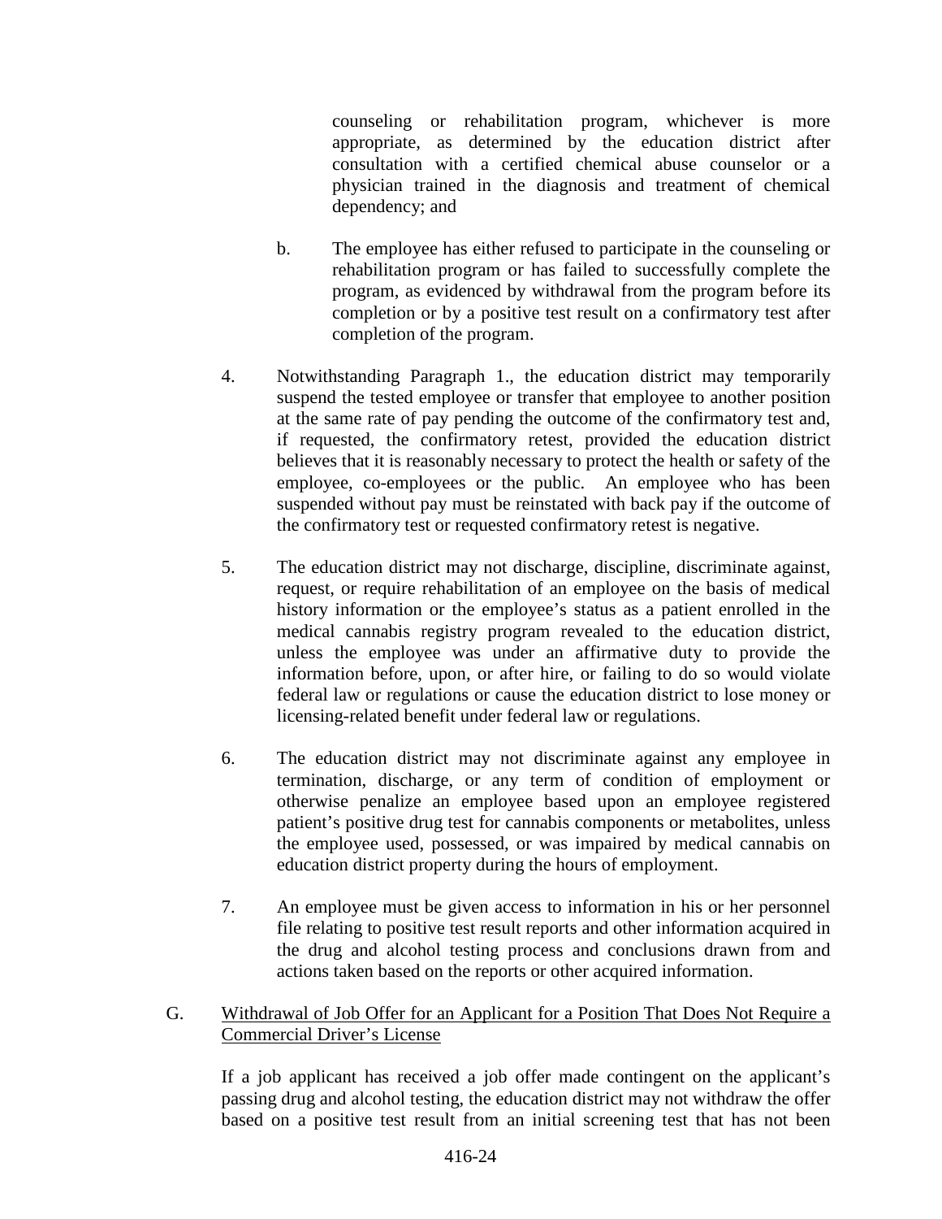counseling or rehabilitation program, whichever is more appropriate, as determined by the education district after consultation with a certified chemical abuse counselor or a physician trained in the diagnosis and treatment of chemical dependency; and

b. The employee has either refused to participate in the counseling or rehabilitation program or has failed to successfully complete the program, as evidenced by withdrawal from the program before its completion or by a positive test result on a confirmatory test after completion of the program.

4. Notwithstanding Paragraph 1., the education district may temporarily suspend the tested employee or transfer that employee to another position at the same rate of pay pending the outcome of the confirmatory test and, if requested, the confirmatory retest, provided the education district believes that it is reasonably necessary to protect the health or safety of the employee, co-employees or the public. An employee who has been suspended without pay must be reinstated with back pay if the outcome of the confirmatory test or requested confirmatory retest is negative.

5. The education district may not discharge, discipline, discriminate against, request, or require rehabilitation of an employee on the basis of medical history information or the employee's status as a patient enrolled in the medical cannabis registry program revealed to the education district, unless the employee was under an affirmative duty to provide the information before, upon, or after hire, or failing to do so would violate federal law or regulations or cause the education district to lose money or licensing-related benefit under federal law or regulations.

6. The education district may not discriminate against any employee in termination, discharge, or any term of condition of employment or otherwise penalize an employee based upon an employee registered patient's positive drug test for cannabis components or metabolites, unless the employee used, possessed, or was impaired by medical cannabis on education district property during the hours of employment.

7. An employee must be given access to information in his or her personnel file relating to positive test result reports and other information acquired in the drug and alcohol testing process and conclusions drawn from and actions taken based on the reports or other acquired information.

G. Withdrawal of Job Offer for an Applicant for a Position That Does Not Require a Commercial Driver's License

If a job applicant has received a job offer made contingent on the applicant's passing drug and alcohol testing, the education district may not withdraw the offer based on a positive test result from an initial screening test that has not been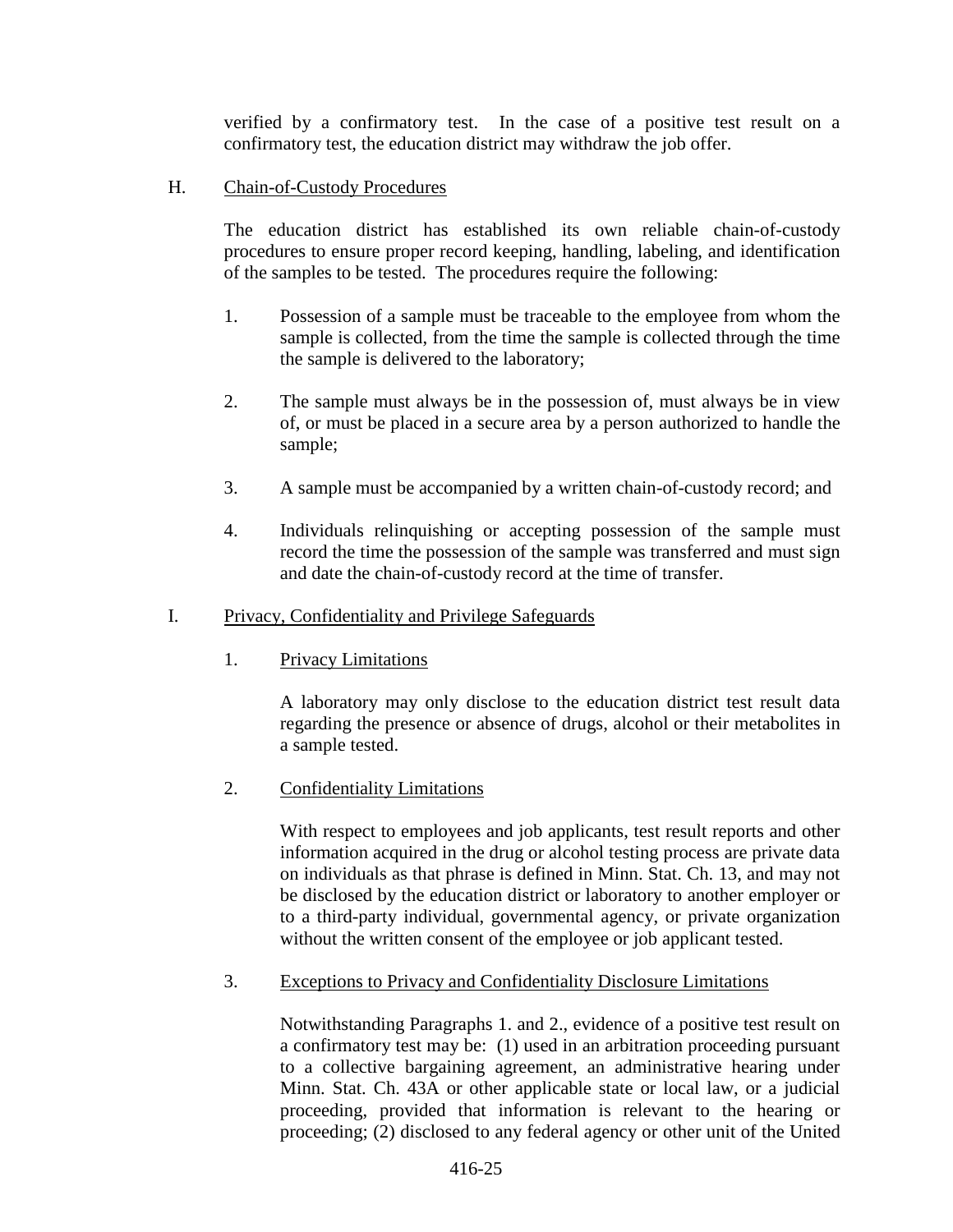verified by a confirmatory test. In the case of a positive test result on a confirmatory test, the education district may withdraw the job offer.

H. Chain-of-Custody Procedures

The education district has established its own reliable chain-of-custody procedures to ensure proper record keeping, handling, labeling, and identification of the samples to be tested. The procedures require the following:

1. Possession of a sample must be traceable to the employee from whom the sample is collected, from the time the sample is collected through the time the sample is delivered to the laboratory;

2. The sample must always be in the possession of, must always be in view of, or must be placed in a secure area by a person authorized to handle the sample;

3. A sample must be accompanied by a written chain-of-custody record; and

4. Individuals relinquishing or accepting possession of the sample must record the time the possession of the sample was transferred and must sign and date the chain-of-custody record at the time of transfer.

I. Privacy, Confidentiality and Privilege Safeguards

1. Privacy Limitations

A laboratory may only disclose to the education district test result data regarding the presence or absence of drugs, alcohol or their metabolites in a sample tested.

2. Confidentiality Limitations

With respect to employees and job applicants, test result reports and other information acquired in the drug or alcohol testing process are private data on individuals as that phrase is defined in Minn. Stat. Ch. 13, and may not be disclosed by the education district or laboratory to another employer or to a third-party individual, governmental agency, or private organization without the written consent of the employee or job applicant tested.

3. Exceptions to Privacy and Confidentiality Disclosure Limitations

Notwithstanding Paragraphs 1. and 2., evidence of a positive test result on a confirmatory test may be: (1) used in an arbitration proceeding pursuant to a collective bargaining agreement, an administrative hearing under Minn. Stat. Ch. 43A or other applicable state or local law, or a judicial proceeding, provided that information is relevant to the hearing or proceeding; (2) disclosed to any federal agency or other unit of the United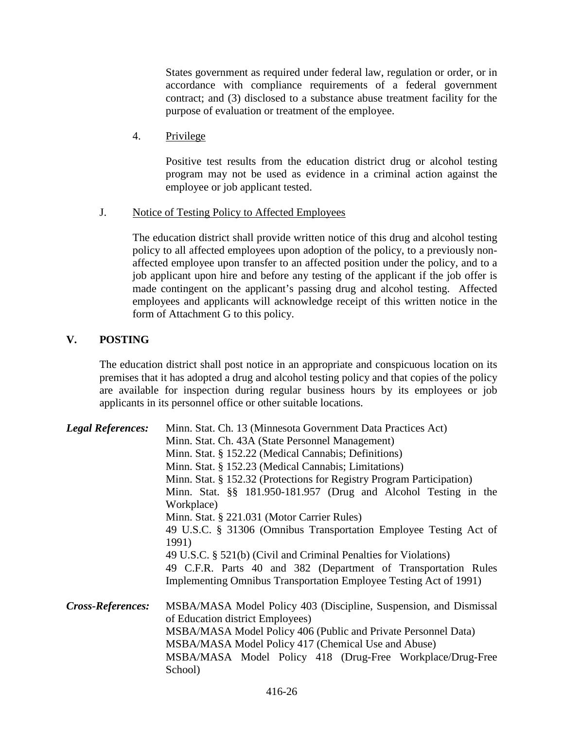States government as required under federal law, regulation or order, or in accordance with compliance requirements of a federal government contract; and (3) disclosed to a substance abuse treatment facility for the purpose of evaluation or treatment of the employee.

4. Privilege

Positive test results from the education district drug or alcohol testing program may not be used as evidence in a criminal action against the employee or job applicant tested.

J. Notice of Testing Policy to Affected Employees

The education district shall provide written notice of this drug and alcohol testing policy to all affected employees upon adoption of the policy, to a previously non-affected employee upon transfer to an affected position under the policy, and to a job applicant upon hire and before any testing of the applicant if the job offer is made contingent on the applicant's passing drug and alcohol testing. Affected employees and applicants will acknowledge receipt of this written notice in the form of Attachment G to this policy.

## V. POSTING

The education district shall post notice in an appropriate and conspicuous location on its premises that it has adopted a drug and alcohol testing policy and that copies of the policy are available for inspection during regular business hours by its employees or job applicants in its personnel office or other suitable locations.

***Legal References:***
Minn. Stat. Ch. 13 (Minnesota Government Data Practices Act)
Minn. Stat. Ch. 43A (State Personnel Management)
Minn. Stat. § 152.22 (Medical Cannabis; Definitions)
Minn. Stat. § 152.23 (Medical Cannabis; Limitations)
Minn. Stat. § 152.32 (Protections for Registry Program Participation)
Minn. Stat. §§ 181.950-181.957 (Drug and Alcohol Testing in the Workplace)
Minn. Stat. § 221.031 (Motor Carrier Rules)
49 U.S.C. § 31306 (Omnibus Transportation Employee Testing Act of 1991)
49 U.S.C. § 521(b) (Civil and Criminal Penalties for Violations)
49 C.F.R. Parts 40 and 382 (Department of Transportation Rules Implementing Omnibus Transportation Employee Testing Act of 1991)

***Cross-References:***
MSBA/MASA Model Policy 403 (Discipline, Suspension, and Dismissal of Education district Employees)
MSBA/MASA Model Policy 406 (Public and Private Personnel Data)
MSBA/MASA Model Policy 417 (Chemical Use and Abuse)
MSBA/MASA Model Policy 418 (Drug-Free Workplace/Drug-Free School)